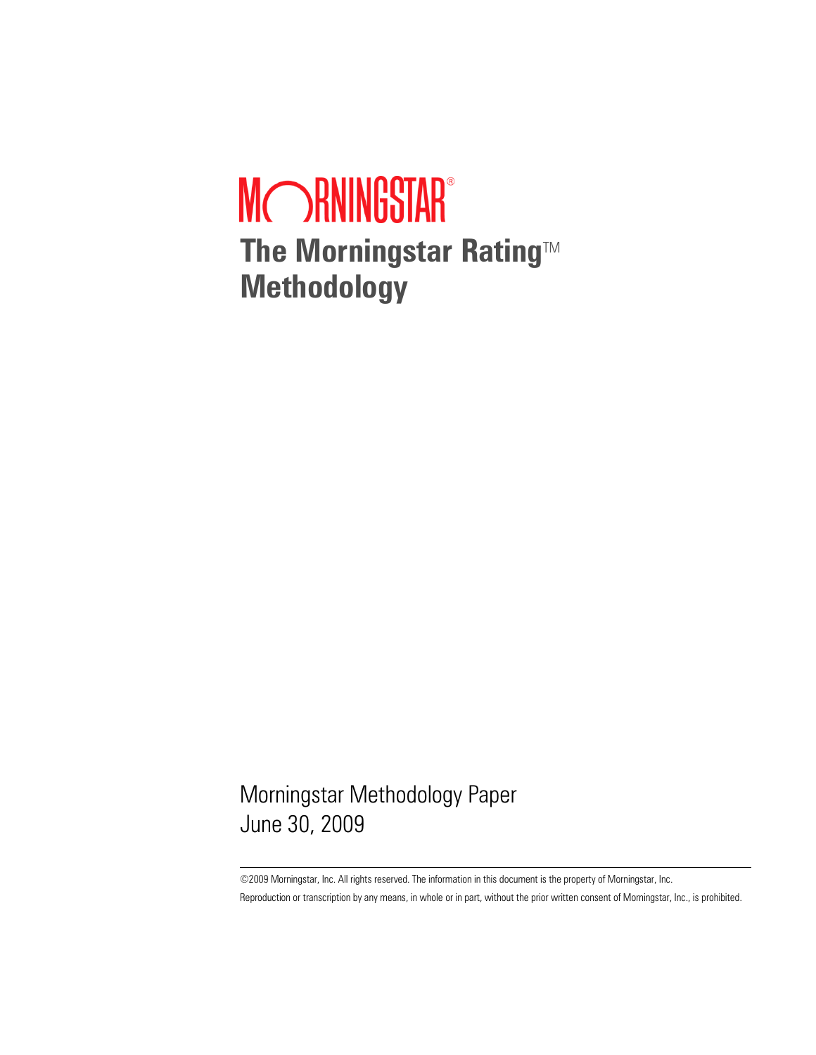MORNINGSTAR®

# The Morningstar Rating™ Methodology

Morningstar Methodology Paper
June 30, 2009

©2009 Morningstar, Inc. All rights reserved. The information in this document is the property of Morningstar, Inc.
Reproduction or transcription by any means, in whole or in part, without the prior written consent of Morningstar, Inc., is prohibited.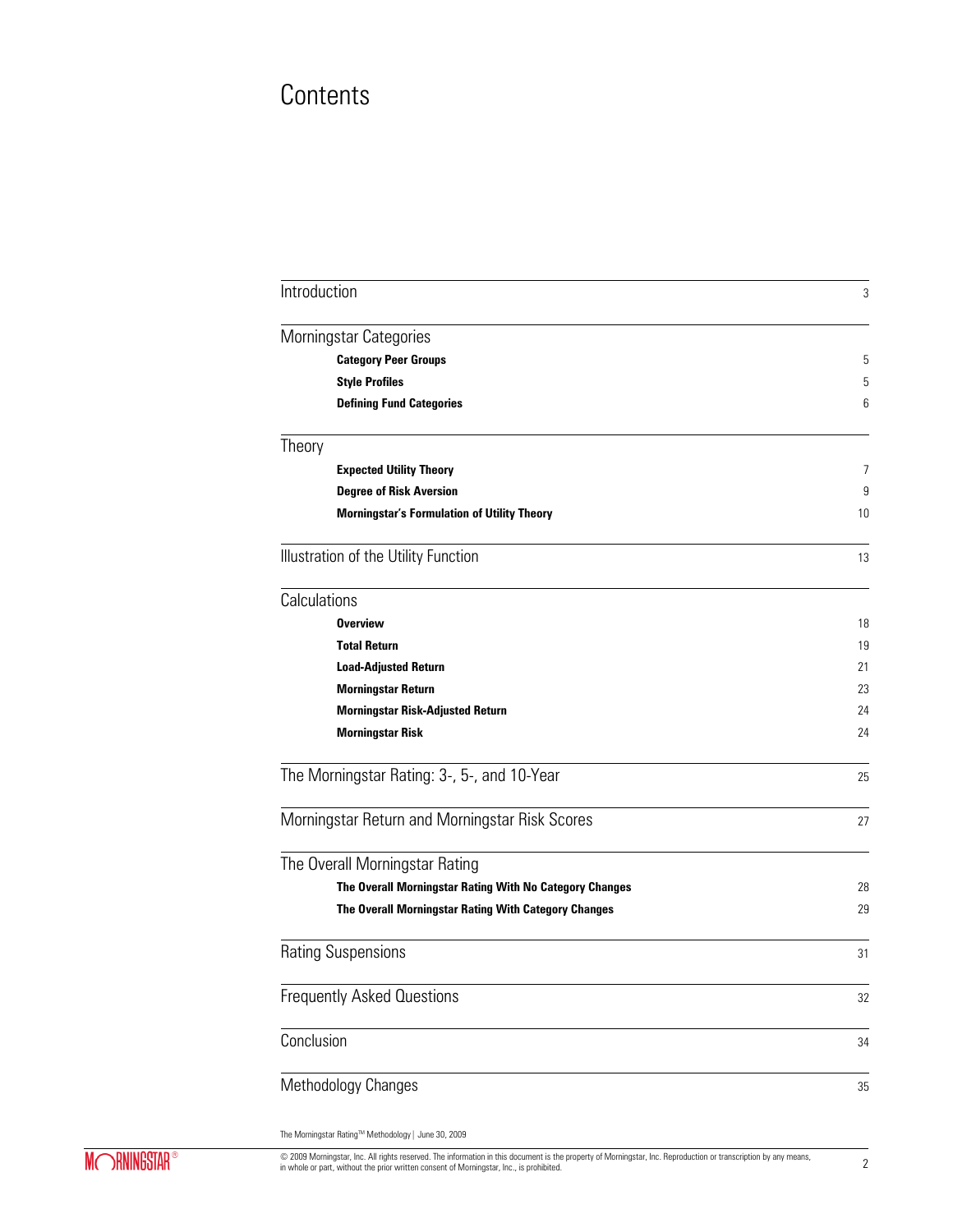# Contents

| | |
|---|---|
| Introduction | 3 |
| Morningstar Categories | |
| **Category Peer Groups** | 5 |
| **Style Profiles** | 5 |
| **Defining Fund Categories** | 6 |
| Theory | |
| **Expected Utility Theory** | 7 |
| **Degree of Risk Aversion** | 9 |
| **Morningstar's Formulation of Utility Theory** | 10 |
| Illustration of the Utility Function | 13 |
| Calculations | |
| **Overview** | 18 |
| **Total Return** | 19 |
| **Load-Adjusted Return** | 21 |
| **Morningstar Return** | 23 |
| **Morningstar Risk-Adjusted Return** | 24 |
| **Morningstar Risk** | 24 |
| The Morningstar Rating: 3-, 5-, and 10-Year | 25 |
| Morningstar Return and Morningstar Risk Scores | 27 |
| The Overall Morningstar Rating | |
| **The Overall Morningstar Rating With No Category Changes** | 28 |
| **The Overall Morningstar Rating With Category Changes** | 29 |
| Rating Suspensions | 31 |
| Frequently Asked Questions | 32 |
| Conclusion | 34 |
| Methodology Changes | 35 |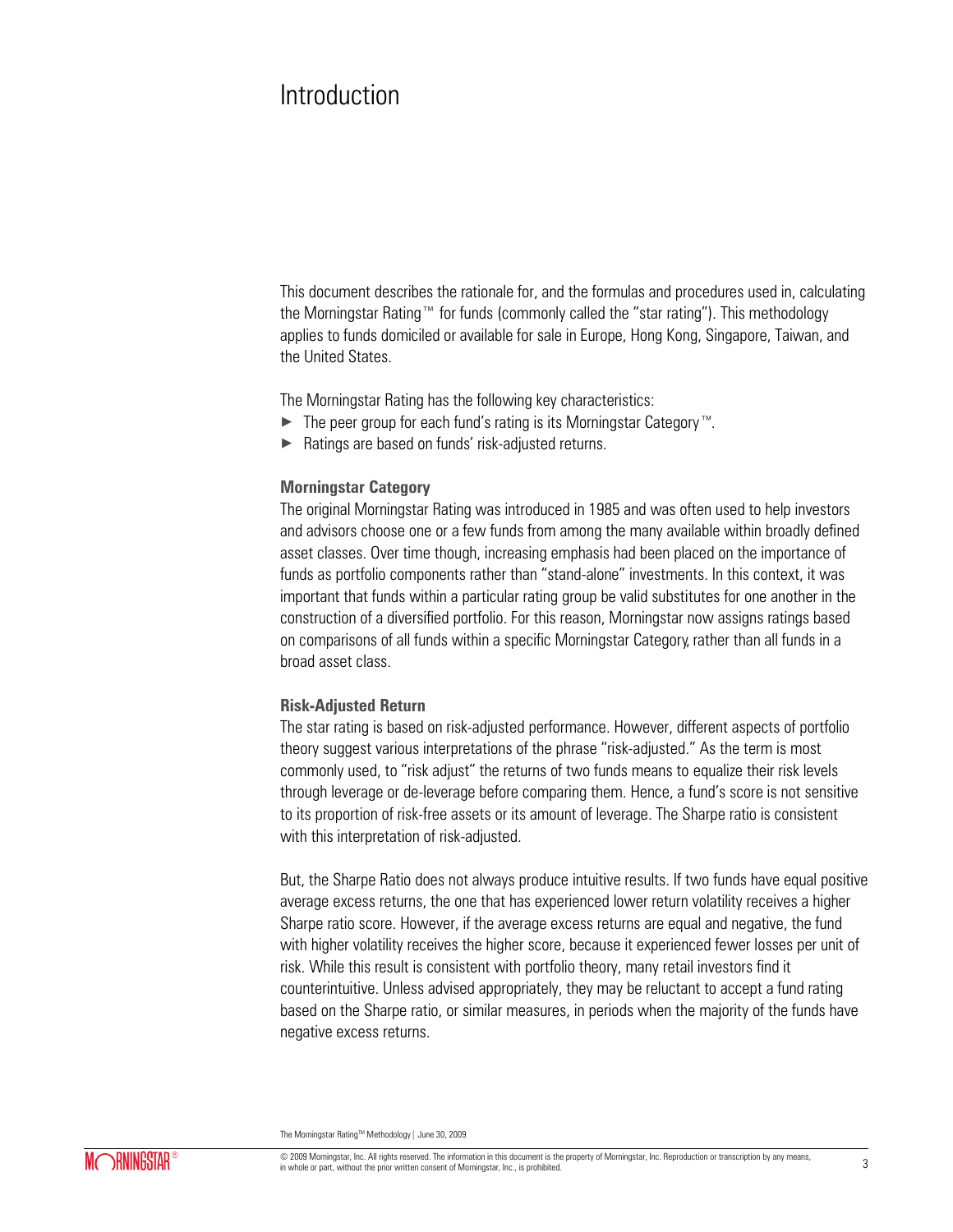# Introduction

This document describes the rationale for, and the formulas and procedures used in, calculating the Morningstar Rating™ for funds (commonly called the "star rating"). This methodology applies to funds domiciled or available for sale in Europe, Hong Kong, Singapore, Taiwan, and the United States.

The Morningstar Rating has the following key characteristics:

- The peer group for each fund's rating is its Morningstar Category™.
- Ratings are based on funds' risk-adjusted returns.

### Morningstar Category

The original Morningstar Rating was introduced in 1985 and was often used to help investors and advisors choose one or a few funds from among the many available within broadly defined asset classes. Over time though, increasing emphasis had been placed on the importance of funds as portfolio components rather than "stand-alone" investments. In this context, it was important that funds within a particular rating group be valid substitutes for one another in the construction of a diversified portfolio. For this reason, Morningstar now assigns ratings based on comparisons of all funds within a specific Morningstar Category, rather than all funds in a broad asset class.

### Risk-Adjusted Return

The star rating is based on risk-adjusted performance. However, different aspects of portfolio theory suggest various interpretations of the phrase "risk-adjusted." As the term is most commonly used, to "risk adjust" the returns of two funds means to equalize their risk levels through leverage or de-leverage before comparing them. Hence, a fund's score is not sensitive to its proportion of risk-free assets or its amount of leverage. The Sharpe ratio is consistent with this interpretation of risk-adjusted.

But, the Sharpe Ratio does not always produce intuitive results. If two funds have equal positive average excess returns, the one that has experienced lower return volatility receives a higher Sharpe ratio score. However, if the average excess returns are equal and negative, the fund with higher volatility receives the higher score, because it experienced fewer losses per unit of risk. While this result is consistent with portfolio theory, many retail investors find it counterintuitive. Unless advised appropriately, they may be reluctant to accept a fund rating based on the Sharpe ratio, or similar measures, in periods when the majority of the funds have negative excess returns.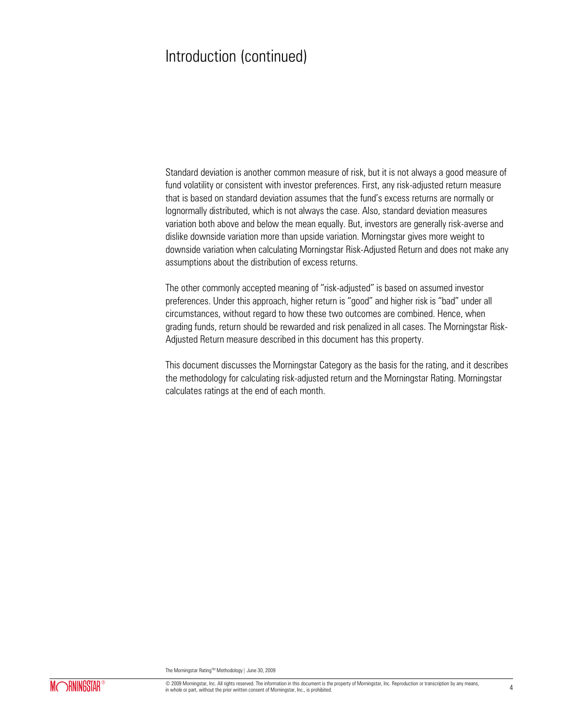# Introduction (continued)

Standard deviation is another common measure of risk, but it is not always a good measure of fund volatility or consistent with investor preferences. First, any risk-adjusted return measure that is based on standard deviation assumes that the fund's excess returns are normally or lognormally distributed, which is not always the case. Also, standard deviation measures variation both above and below the mean equally. But, investors are generally risk-averse and dislike downside variation more than upside variation. Morningstar gives more weight to downside variation when calculating Morningstar Risk-Adjusted Return and does not make any assumptions about the distribution of excess returns.

The other commonly accepted meaning of "risk-adjusted" is based on assumed investor preferences. Under this approach, higher return is "good" and higher risk is "bad" under all circumstances, without regard to how these two outcomes are combined. Hence, when grading funds, return should be rewarded and risk penalized in all cases. The Morningstar Risk-Adjusted Return measure described in this document has this property.

This document discusses the Morningstar Category as the basis for the rating, and it describes the methodology for calculating risk-adjusted return and the Morningstar Rating. Morningstar calculates ratings at the end of each month.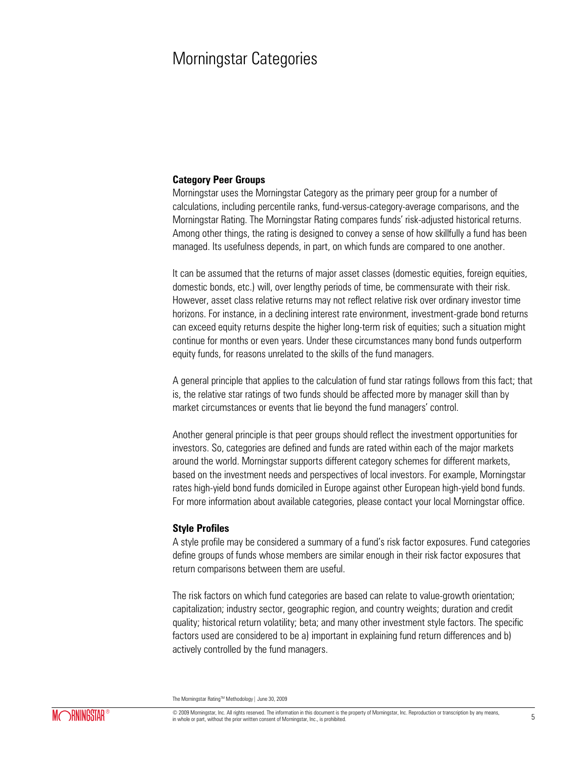# Morningstar Categories

### Category Peer Groups

Morningstar uses the Morningstar Category as the primary peer group for a number of calculations, including percentile ranks, fund-versus-category-average comparisons, and the Morningstar Rating. The Morningstar Rating compares funds' risk-adjusted historical returns. Among other things, the rating is designed to convey a sense of how skillfully a fund has been managed. Its usefulness depends, in part, on which funds are compared to one another.

It can be assumed that the returns of major asset classes (domestic equities, foreign equities, domestic bonds, etc.) will, over lengthy periods of time, be commensurate with their risk. However, asset class relative returns may not reflect relative risk over ordinary investor time horizons. For instance, in a declining interest rate environment, investment-grade bond returns can exceed equity returns despite the higher long-term risk of equities; such a situation might continue for months or even years. Under these circumstances many bond funds outperform equity funds, for reasons unrelated to the skills of the fund managers.

A general principle that applies to the calculation of fund star ratings follows from this fact; that is, the relative star ratings of two funds should be affected more by manager skill than by market circumstances or events that lie beyond the fund managers' control.

Another general principle is that peer groups should reflect the investment opportunities for investors. So, categories are defined and funds are rated within each of the major markets around the world. Morningstar supports different category schemes for different markets, based on the investment needs and perspectives of local investors. For example, Morningstar rates high-yield bond funds domiciled in Europe against other European high-yield bond funds. For more information about available categories, please contact your local Morningstar office.

### Style Profiles

A style profile may be considered a summary of a fund's risk factor exposures. Fund categories define groups of funds whose members are similar enough in their risk factor exposures that return comparisons between them are useful.

The risk factors on which fund categories are based can relate to value-growth orientation; capitalization; industry sector, geographic region, and country weights; duration and credit quality; historical return volatility; beta; and many other investment style factors. The specific factors used are considered to be a) important in explaining fund return differences and b) actively controlled by the fund managers.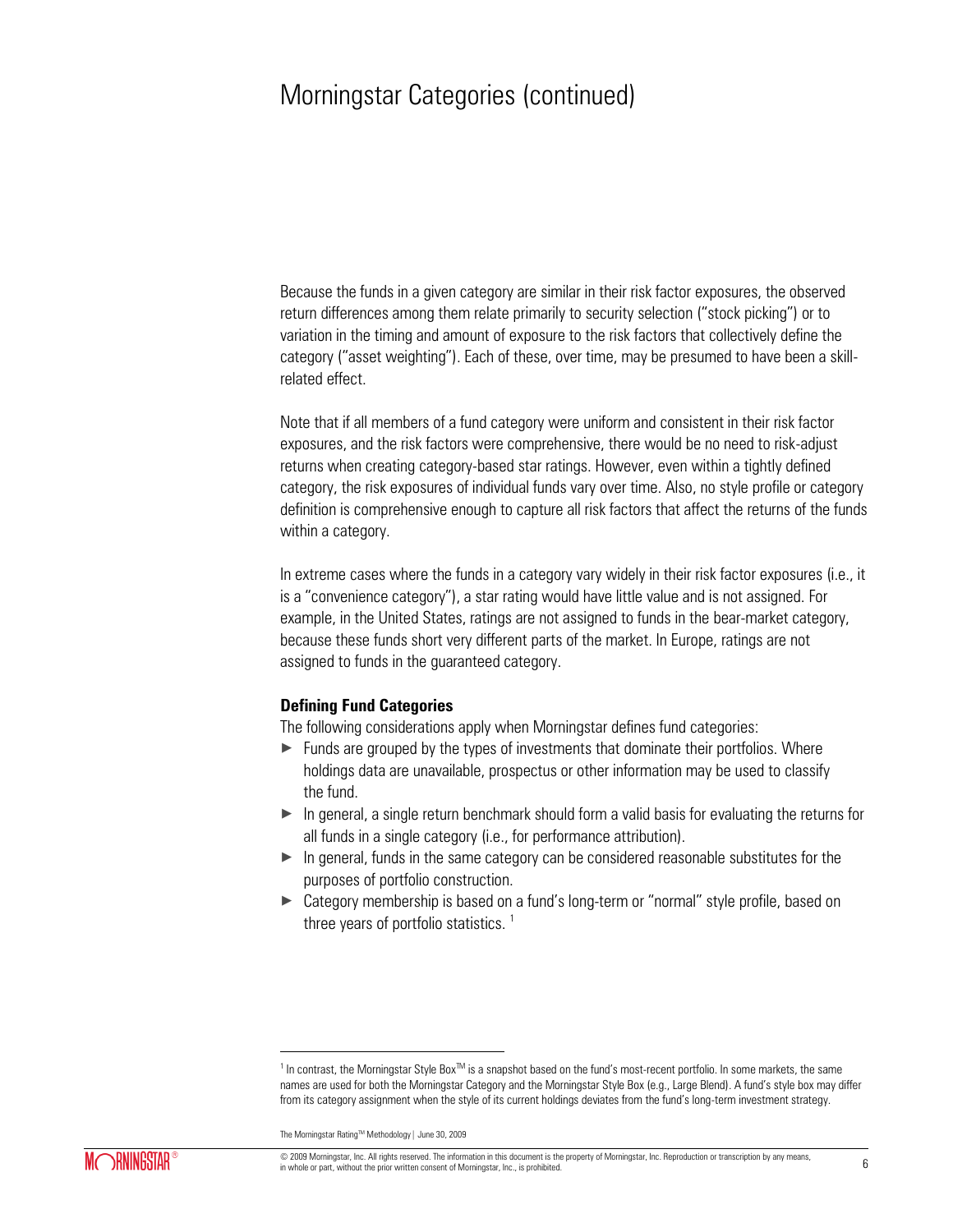# Morningstar Categories (continued)

Because the funds in a given category are similar in their risk factor exposures, the observed return differences among them relate primarily to security selection ("stock picking") or to variation in the timing and amount of exposure to the risk factors that collectively define the category ("asset weighting"). Each of these, over time, may be presumed to have been a skill-related effect.

Note that if all members of a fund category were uniform and consistent in their risk factor exposures, and the risk factors were comprehensive, there would be no need to risk-adjust returns when creating category-based star ratings. However, even within a tightly defined category, the risk exposures of individual funds vary over time. Also, no style profile or category definition is comprehensive enough to capture all risk factors that affect the returns of the funds within a category.

In extreme cases where the funds in a category vary widely in their risk factor exposures (i.e., it is a "convenience category"), a star rating would have little value and is not assigned. For example, in the United States, ratings are not assigned to funds in the bear-market category, because these funds short very different parts of the market. In Europe, ratings are not assigned to funds in the guaranteed category.

### Defining Fund Categories

The following considerations apply when Morningstar defines fund categories:

- Funds are grouped by the types of investments that dominate their portfolios. Where holdings data are unavailable, prospectus or other information may be used to classify the fund.
- In general, a single return benchmark should form a valid basis for evaluating the returns for all funds in a single category (i.e., for performance attribution).
- In general, funds in the same category can be considered reasonable substitutes for the purposes of portfolio construction.
- Category membership is based on a fund's long-term or "normal" style profile, based on three years of portfolio statistics. [1]

[1] In contrast, the Morningstar Style Box™ is a snapshot based on the fund's most-recent portfolio. In some markets, the same names are used for both the Morningstar Category and the Morningstar Style Box (e.g., Large Blend). A fund's style box may differ from its category assignment when the style of its current holdings deviates from the fund's long-term investment strategy.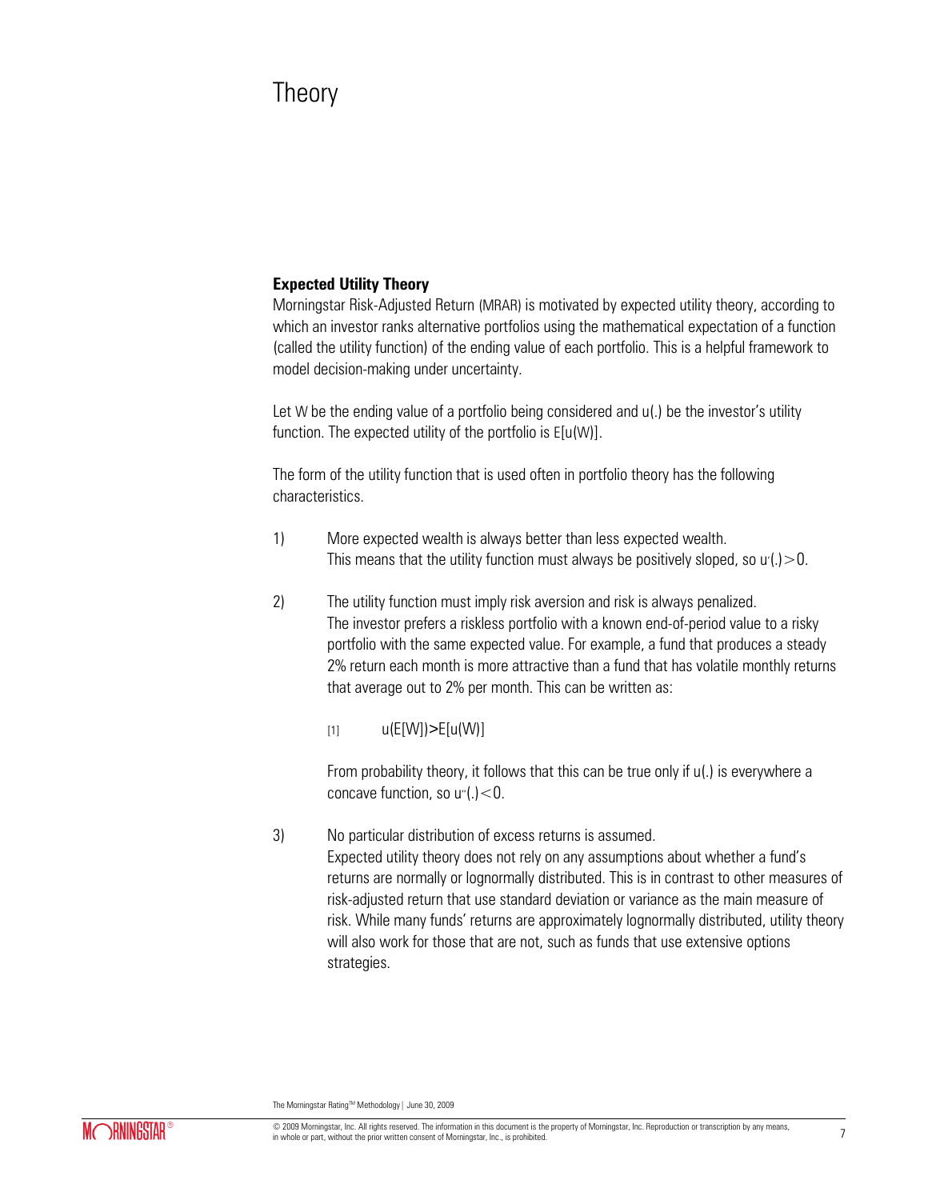# Theory

### Expected Utility Theory

Morningstar Risk-Adjusted Return (MRAR) is motivated by expected utility theory, according to which an investor ranks alternative portfolios using the mathematical expectation of a function (called the utility function) of the ending value of each portfolio. This is a helpful framework to model decision-making under uncertainty.

Let $W$ be the ending value of a portfolio being considered and $u(.)$ be the investor's utility function. The expected utility of the portfolio is $E[u(W)]$.

The form of the utility function that is used often in portfolio theory has the following characteristics.

1) More expected wealth is always better than less expected wealth.
   This means that the utility function must always be positively sloped, so $u'(.) > 0$.

2) The utility function must imply risk aversion and risk is always penalized.
   The investor prefers a riskless portfolio with a known end-of-period value to a risky portfolio with the same expected value. For example, a fund that produces a steady 2% return each month is more attractive than a fund that has volatile monthly returns that average out to 2% per month. This can be written as:

   $$u(E[W]) > E[u(W)] \quad [1]$$

   From probability theory, it follows that this can be true only if $u(.)$ is everywhere a concave function, so $u''(.) < 0$.

3) No particular distribution of excess returns is assumed.
   Expected utility theory does not rely on any assumptions about whether a fund's returns are normally or lognormally distributed. This is in contrast to other measures of risk-adjusted return that use standard deviation or variance as the main measure of risk. While many funds' returns are approximately lognormally distributed, utility theory will also work for those that are not, such as funds that use extensive options strategies.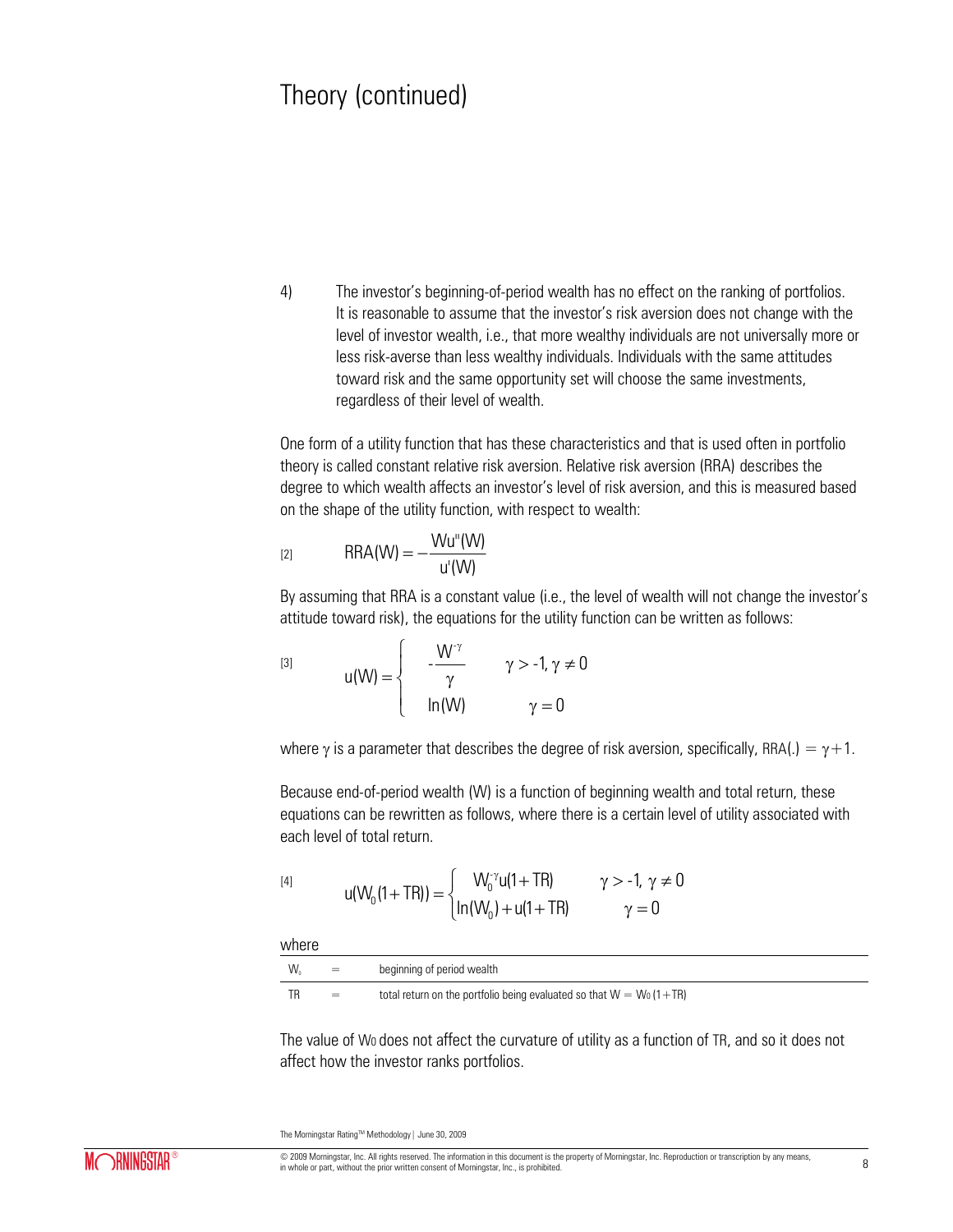# Theory (continued)

4) The investor's beginning-of-period wealth has no effect on the ranking of portfolios. It is reasonable to assume that the investor's risk aversion does not change with the level of investor wealth, i.e., that more wealthy individuals are not universally more or less risk-averse than less wealthy individuals. Individuals with the same attitudes toward risk and the same opportunity set will choose the same investments, regardless of their level of wealth.

One form of a utility function that has these characteristics and that is used often in portfolio theory is called constant relative risk aversion. Relative risk aversion (RRA) describes the degree to which wealth affects an investor's level of risk aversion, and this is measured based on the shape of the utility function, with respect to wealth:

[2]
$$RRA(W) = -\frac{Wu''(W)}{u'(W)}$$

By assuming that RRA is a constant value (i.e., the level of wealth will not change the investor's attitude toward risk), the equations for the utility function can be written as follows:

[3]
$$u(W) = \begin{cases} -\dfrac{W^{-\gamma}}{\gamma} & \gamma > -1, \gamma \neq 0 \\ \ln(W) & \gamma = 0 \end{cases}$$

where $\gamma$ is a parameter that describes the degree of risk aversion, specifically, $RRA(.) = \gamma + 1$.

Because end-of-period wealth (W) is a function of beginning wealth and total return, these equations can be rewritten as follows, where there is a certain level of utility associated with each level of total return.

[4]
$$u(W_0(1+TR)) = \begin{cases} W_0^{-\gamma} u(1+TR) & \gamma > -1,\ \gamma \neq 0 \\ \ln(W_0) + u(1+TR) & \gamma = 0 \end{cases}$$

where

| | | |
|---|---|---|
| $W_0$ | = | beginning of period wealth |
| TR | = | total return on the portfolio being evaluated so that $W = W_0(1+TR)$ |

The value of $W_0$ does not affect the curvature of utility as a function of TR, and so it does not affect how the investor ranks portfolios.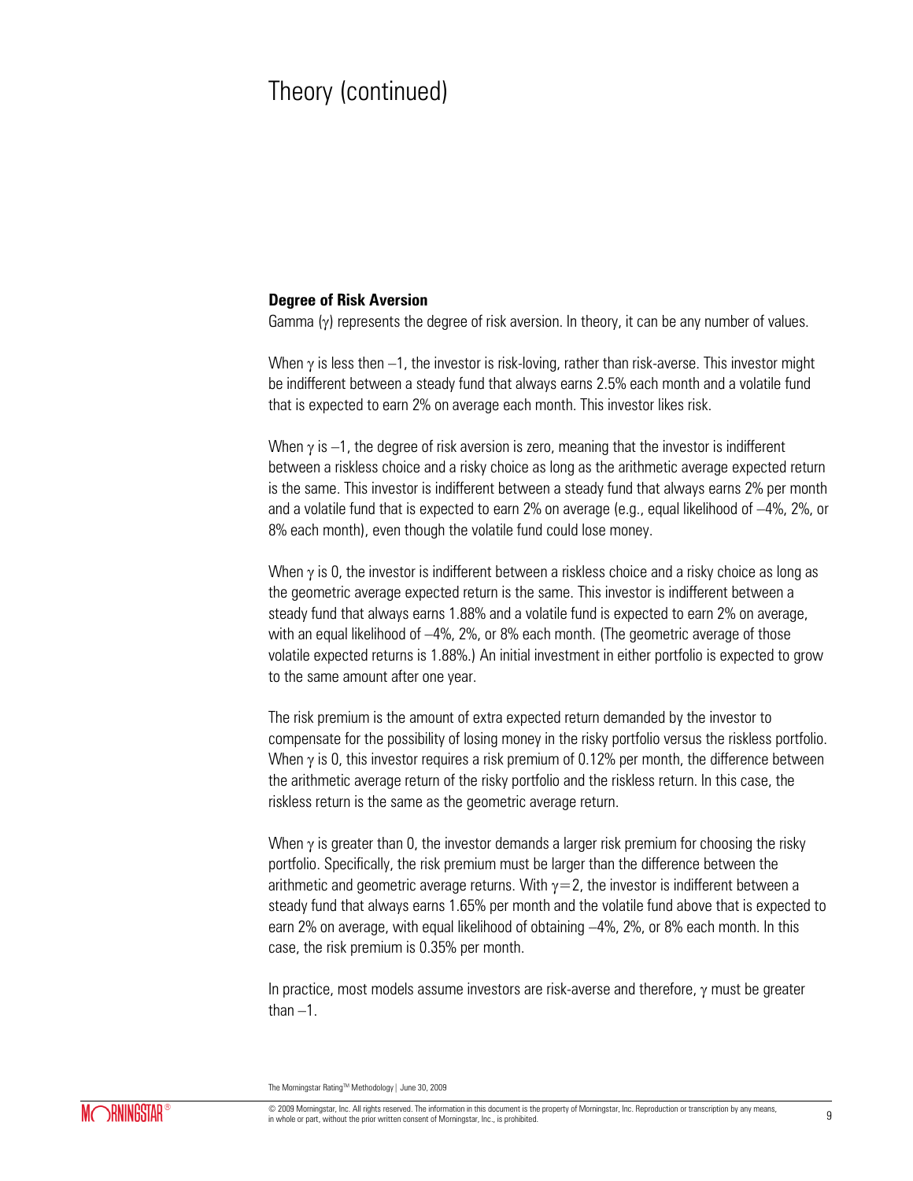# Theory (continued)

**Degree of Risk Aversion**

Gamma ($\gamma$) represents the degree of risk aversion. In theory, it can be any number of values.

When $\gamma$ is less then $-1$, the investor is risk-loving, rather than risk-averse. This investor might be indifferent between a steady fund that always earns 2.5% each month and a volatile fund that is expected to earn 2% on average each month. This investor likes risk.

When $\gamma$ is $-1$, the degree of risk aversion is zero, meaning that the investor is indifferent between a riskless choice and a risky choice as long as the arithmetic average expected return is the same. This investor is indifferent between a steady fund that always earns 2% per month and a volatile fund that is expected to earn 2% on average (e.g., equal likelihood of –4%, 2%, or 8% each month), even though the volatile fund could lose money.

When $\gamma$ is 0, the investor is indifferent between a riskless choice and a risky choice as long as the geometric average expected return is the same. This investor is indifferent between a steady fund that always earns 1.88% and a volatile fund is expected to earn 2% on average, with an equal likelihood of –4%, 2%, or 8% each month. (The geometric average of those volatile expected returns is 1.88%.) An initial investment in either portfolio is expected to grow to the same amount after one year.

The risk premium is the amount of extra expected return demanded by the investor to compensate for the possibility of losing money in the risky portfolio versus the riskless portfolio. When $\gamma$ is 0, this investor requires a risk premium of 0.12% per month, the difference between the arithmetic average return of the risky portfolio and the riskless return. In this case, the riskless return is the same as the geometric average return.

When $\gamma$ is greater than 0, the investor demands a larger risk premium for choosing the risky portfolio. Specifically, the risk premium must be larger than the difference between the arithmetic and geometric average returns. With $\gamma=2$, the investor is indifferent between a steady fund that always earns 1.65% per month and the volatile fund above that is expected to earn 2% on average, with equal likelihood of obtaining –4%, 2%, or 8% each month. In this case, the risk premium is 0.35% per month.

In practice, most models assume investors are risk-averse and therefore, $\gamma$ must be greater than $-1$.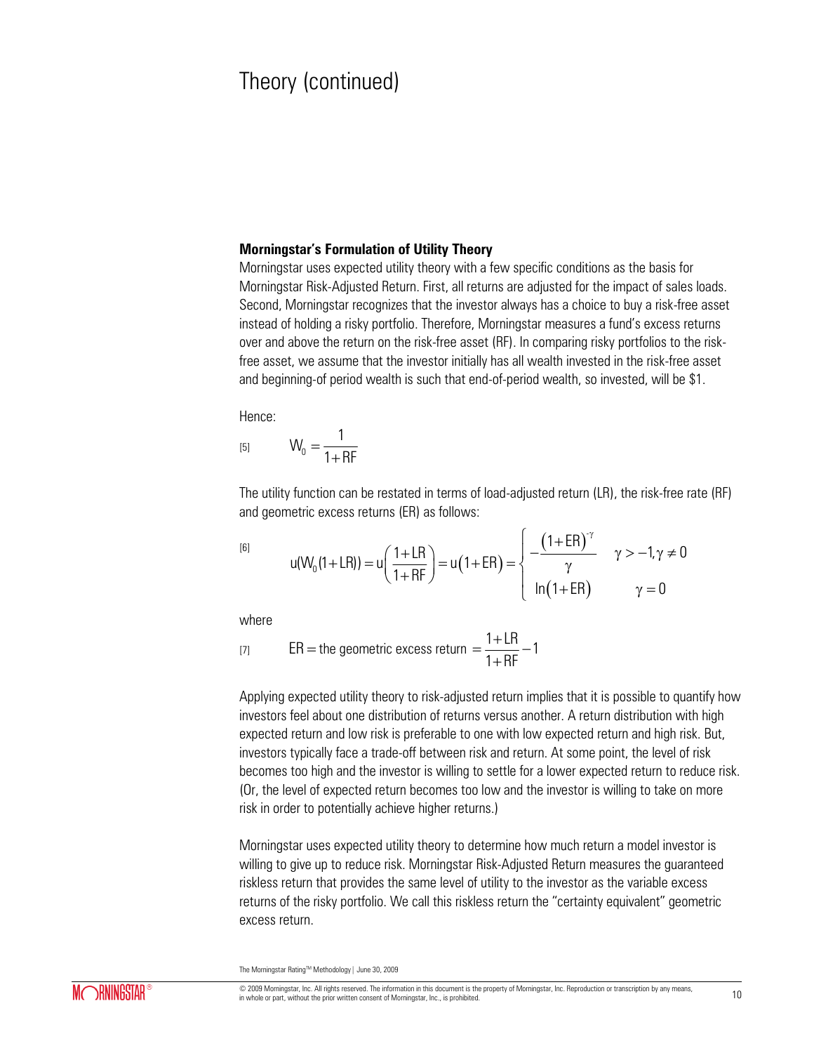# Theory (continued)

### Morningstar's Formulation of Utility Theory

Morningstar uses expected utility theory with a few specific conditions as the basis for Morningstar Risk-Adjusted Return. First, all returns are adjusted for the impact of sales loads. Second, Morningstar recognizes that the investor always has a choice to buy a risk-free asset instead of holding a risky portfolio. Therefore, Morningstar measures a fund's excess returns over and above the return on the risk-free asset (RF). In comparing risky portfolios to the risk-free asset, we assume that the investor initially has all wealth invested in the risk-free asset and beginning-of period wealth is such that end-of-period wealth, so invested, will be $1.

Hence:

$$W_0 = \frac{1}{1+RF} \qquad [5]$$

The utility function can be restated in terms of load-adjusted return (LR), the risk-free rate (RF) and geometric excess returns (ER) as follows:

$$u(W_0(1+LR)) = u\left(\frac{1+LR}{1+RF}\right) = u(1+ER) = \begin{cases} -\dfrac{(1+ER)^{-\gamma}}{\gamma} & \gamma > -1, \gamma \neq 0 \\ \ln(1+ER) & \gamma = 0 \end{cases} \qquad [6]$$

where

$$ER = \text{the geometric excess return } = \frac{1+LR}{1+RF} - 1 \qquad [7]$$

Applying expected utility theory to risk-adjusted return implies that it is possible to quantify how investors feel about one distribution of returns versus another. A return distribution with high expected return and low risk is preferable to one with low expected return and high risk. But, investors typically face a trade-off between risk and return. At some point, the level of risk becomes too high and the investor is willing to settle for a lower expected return to reduce risk. (Or, the level of expected return becomes too low and the investor is willing to take on more risk in order to potentially achieve higher returns.)

Morningstar uses expected utility theory to determine how much return a model investor is willing to give up to reduce risk. Morningstar Risk-Adjusted Return measures the guaranteed riskless return that provides the same level of utility to the investor as the variable excess returns of the risky portfolio. We call this riskless return the "certainty equivalent" geometric excess return.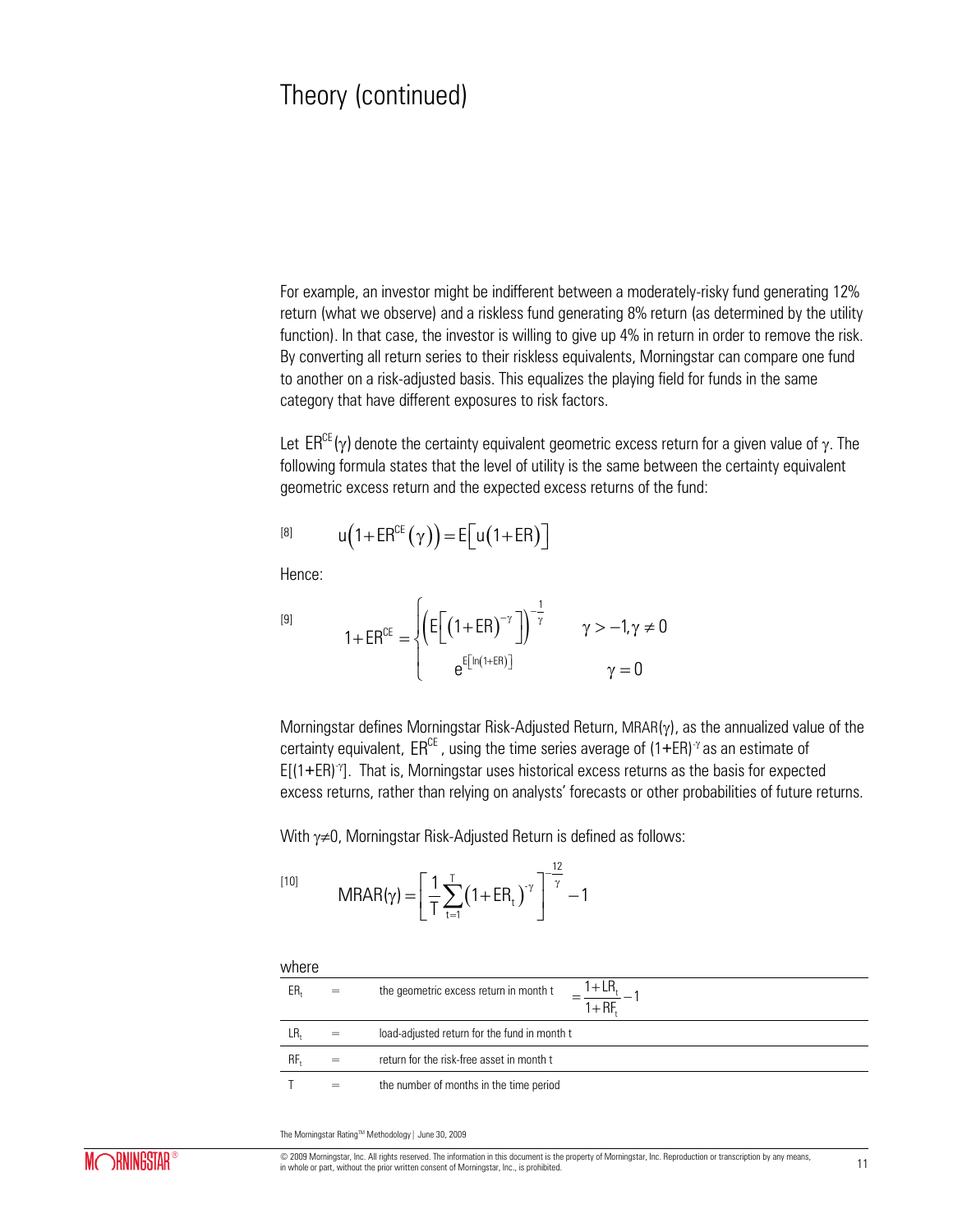## Theory (continued)

For example, an investor might be indifferent between a moderately-risky fund generating 12% return (what we observe) and a riskless fund generating 8% return (as determined by the utility function). In that case, the investor is willing to give up 4% in return in order to remove the risk. By converting all return series to their riskless equivalents, Morningstar can compare one fund to another on a risk-adjusted basis. This equalizes the playing field for funds in the same category that have different exposures to risk factors.

Let $ER^{CE}(\gamma)$ denote the certainty equivalent geometric excess return for a given value of $\gamma$. The following formula states that the level of utility is the same between the certainty equivalent geometric excess return and the expected excess returns of the fund:

[8] $$u\left(1+ER^{CE}(\gamma)\right) = E\left[u\left(1+ER\right)\right]$$

Hence:

[9] $$1+ER^{CE} = \begin{cases} \left(E\left[\left(1+ER\right)^{-\gamma}\right]\right)^{-\frac{1}{\gamma}} & \gamma > -1, \gamma \neq 0 \\ e^{E\left[\ln\left(1+ER\right)\right]} & \gamma = 0 \end{cases}$$

Morningstar defines Morningstar Risk-Adjusted Return, $MRAR(\gamma)$, as the annualized value of the certainty equivalent, $ER^{CE}$, using the time series average of $(1+ER)^{-\gamma}$ as an estimate of $E[(1+ER)^{-\gamma}]$. That is, Morningstar uses historical excess returns as the basis for expected excess returns, rather than relying on analysts' forecasts or other probabilities of future returns.

With $\gamma \neq 0$, Morningstar Risk-Adjusted Return is defined as follows:

[10] $$MRAR(\gamma) = \left[\frac{1}{T}\sum_{t=1}^{T}\left(1+ER_t\right)^{-\gamma}\right]^{-\frac{12}{\gamma}} - 1$$

where

| | | | |
|---|---|---|---|
| $ER_t$ | = | the geometric excess return in month t | $= \dfrac{1+LR_t}{1+RF_t} - 1$ |
| $LR_t$ | = | load-adjusted return for the fund in month t | |
| $RF_t$ | = | return for the risk-free asset in month t | |
| T | = | the number of months in the time period | |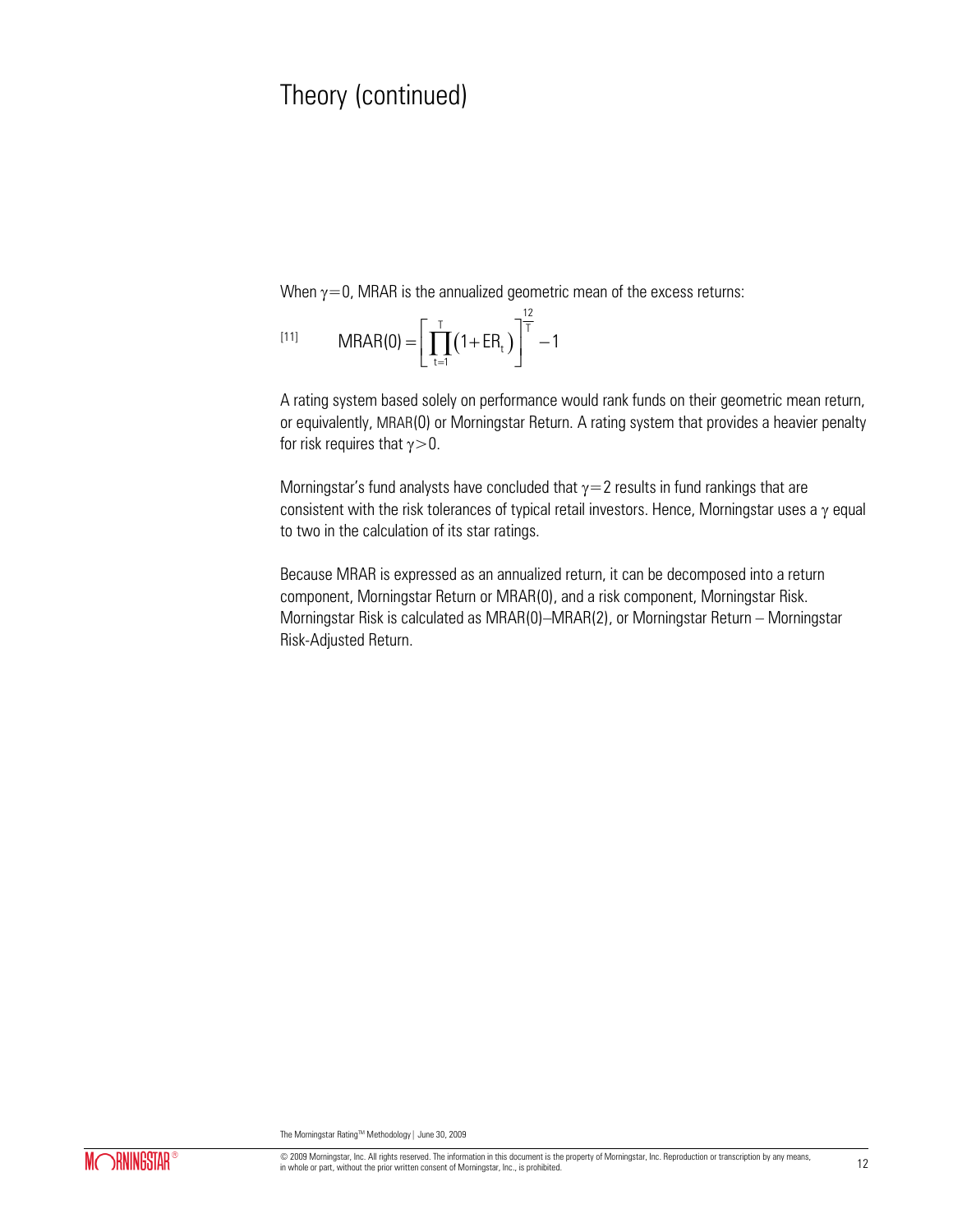# Theory (continued)

When $\gamma = 0$, MRAR is the annualized geometric mean of the excess returns:

$$\text{[11]} \qquad MRAR(0) = \left[ \prod_{t=1}^{T} \left(1 + ER_t\right) \right]^{\frac{12}{T}} - 1$$

A rating system based solely on performance would rank funds on their geometric mean return, or equivalently, MRAR(0) or Morningstar Return. A rating system that provides a heavier penalty for risk requires that $\gamma > 0$.

Morningstar's fund analysts have concluded that $\gamma = 2$ results in fund rankings that are consistent with the risk tolerances of typical retail investors. Hence, Morningstar uses a $\gamma$ equal to two in the calculation of its star ratings.

Because MRAR is expressed as an annualized return, it can be decomposed into a return component, Morningstar Return or MRAR(0), and a risk component, Morningstar Risk. Morningstar Risk is calculated as MRAR(0)–MRAR(2), or Morningstar Return – Morningstar Risk-Adjusted Return.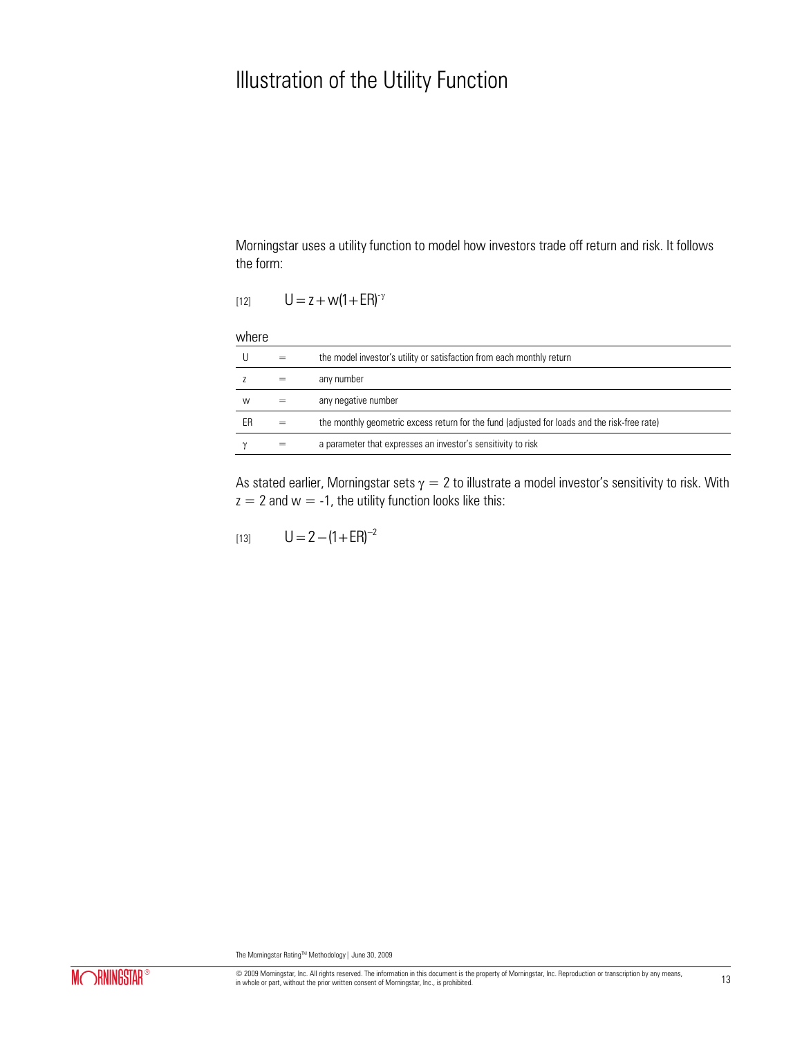# Illustration of the Utility Function

Morningstar uses a utility function to model how investors trade off return and risk. It follows the form:

$$U = z + w(1 + ER)^{-\gamma} \quad [12]$$

where

| | | |
|---|---|---|
| U | = | the model investor's utility or satisfaction from each monthly return |
| z | = | any number |
| w | = | any negative number |
| ER | = | the monthly geometric excess return for the fund (adjusted for loads and the risk-free rate) |
| $\gamma$ | = | a parameter that expresses an investor's sensitivity to risk |

As stated earlier, Morningstar sets $\gamma = 2$ to illustrate a model investor's sensitivity to risk. With $z = 2$ and $w = -1$, the utility function looks like this:

$$U = 2 - (1 + ER)^{-2} \quad [13]$$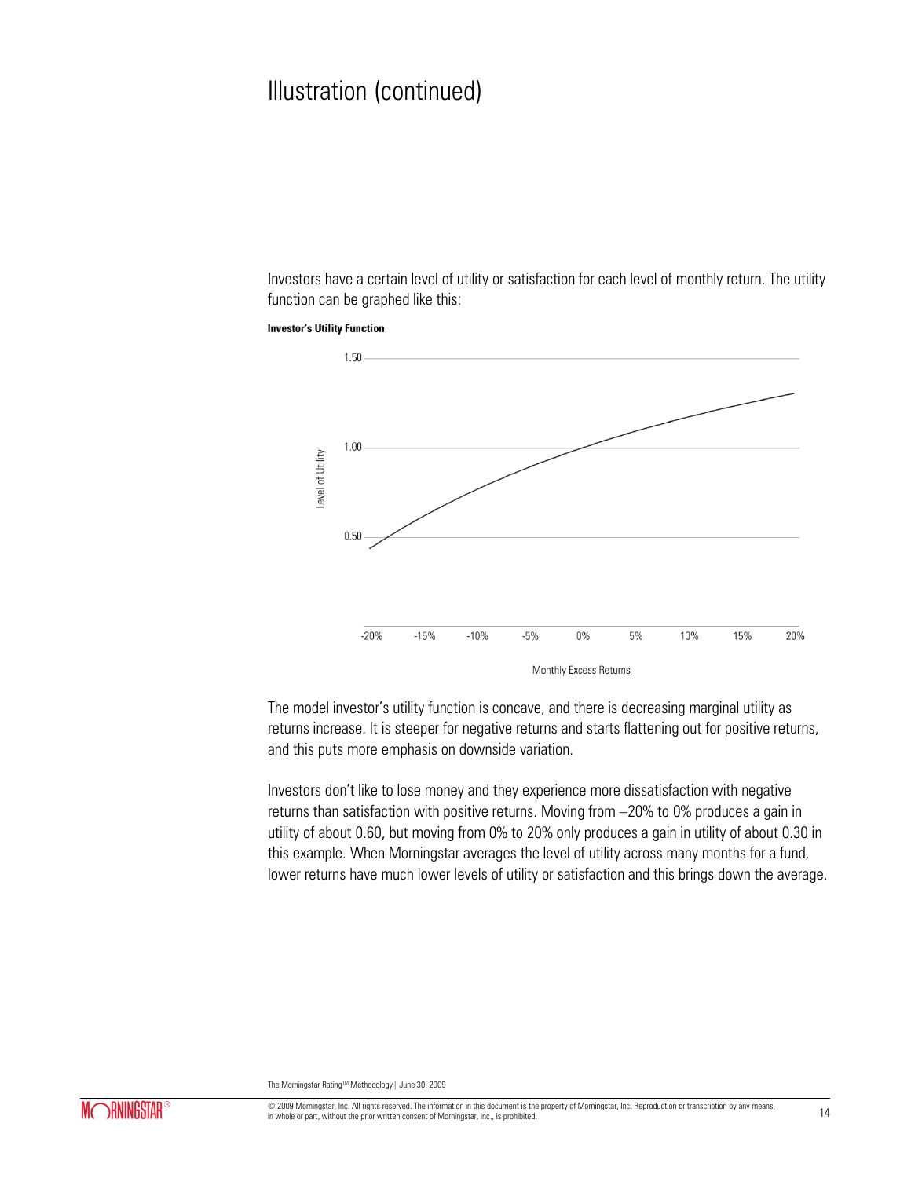# Illustration (continued)

Investors have a certain level of utility or satisfaction for each level of monthly return. The utility function can be graphed like this:

**Investor's Utility Function**

The model investor's utility function is concave, and there is decreasing marginal utility as returns increase. It is steeper for negative returns and starts flattening out for positive returns, and this puts more emphasis on downside variation.

Investors don't like to lose money and they experience more dissatisfaction with negative returns than satisfaction with positive returns. Moving from –20% to 0% produces a gain in utility of about 0.60, but moving from 0% to 20% only produces a gain in utility of about 0.30 in this example. When Morningstar averages the level of utility across many months for a fund, lower returns have much lower levels of utility or satisfaction and this brings down the average.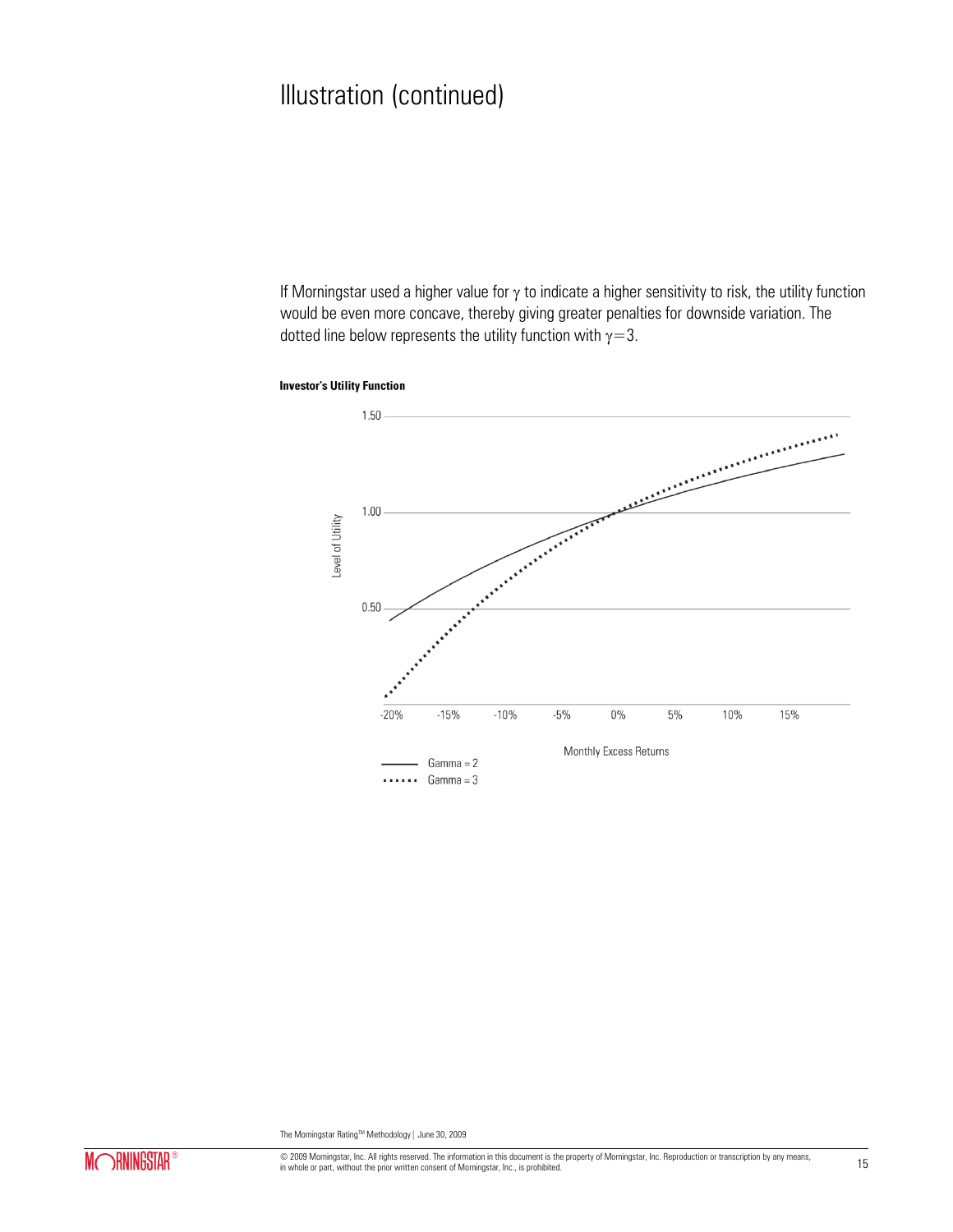# Illustration (continued)

If Morningstar used a higher value for $\gamma$ to indicate a higher sensitivity to risk, the utility function would be even more concave, thereby giving greater penalties for downside variation. The dotted line below represents the utility function with $\gamma = 3$.

**Investor's Utility Function**

Level of Utility: 1.50, 1.00, 0.50

Monthly Excess Returns: -20%, -15%, -10%, -5%, 0%, 5%, 10%, 15%

—— Gamma = 2

······ Gamma = 3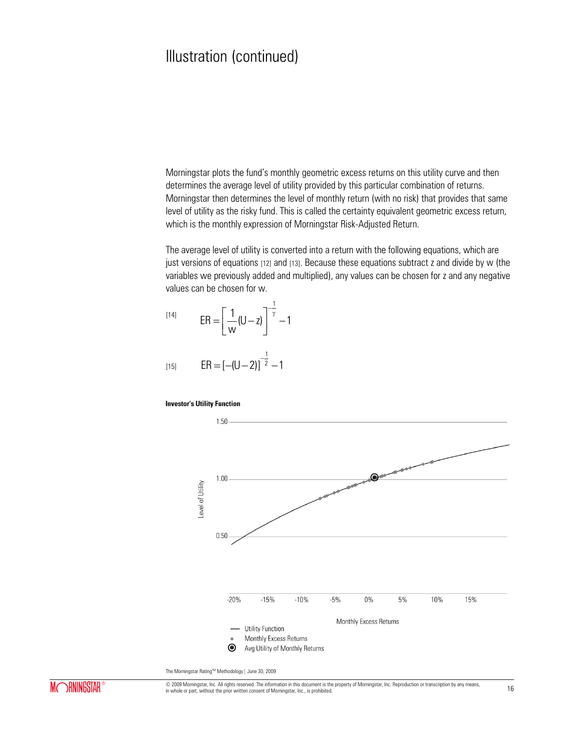# Illustration (continued)

Morningstar plots the fund's monthly geometric excess returns on this utility curve and then determines the average level of utility provided by this particular combination of returns. Morningstar then determines the level of monthly return (with no risk) that provides that same level of utility as the risky fund. This is called the certainty equivalent geometric excess return, which is the monthly expression of Morningstar Risk-Adjusted Return.

The average level of utility is converted into a return with the following equations, which are just versions of equations [12] and [13]. Because these equations subtract z and divide by w (the variables we previously added and multiplied), any values can be chosen for z and any negative values can be chosen for w.

[14] $$ER = \left[\frac{1}{w}(U - z)\right]^{-\frac{1}{\gamma}} - 1$$

[15] $$ER = [-(U - 2)]^{-\frac{1}{2}} - 1$$

**Investor's Utility Function**

Level of Utility: 1.50, 1.00, 0.50

Monthly Excess Returns: -20%, -15%, -10%, -5%, 0%, 5%, 10%, 15%

— Utility Function
◆ Monthly Excess Returns
◉ Avg Utility of Monthly Returns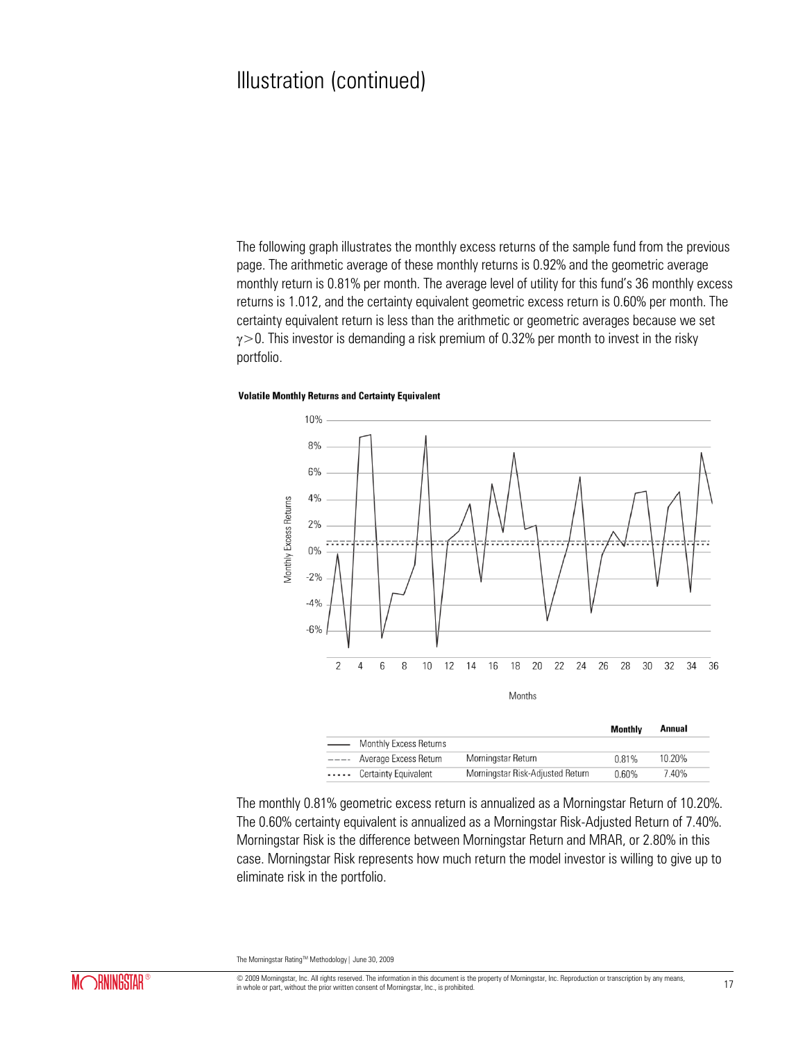# Illustration (continued)

The following graph illustrates the monthly excess returns of the sample fund from the previous page. The arithmetic average of these monthly returns is 0.92% and the geometric average monthly return is 0.81% per month. The average level of utility for this fund's 36 monthly excess returns is 1.012, and the certainty equivalent geometric excess return is 0.60% per month. The certainty equivalent return is less than the arithmetic or geometric averages because we set $\gamma > 0$. This investor is demanding a risk premium of 0.32% per month to invest in the risky portfolio.

**Volatile Monthly Returns and Certainty Equivalent**

| | | Monthly | Annual |
|---|---|---|---|
| Monthly Excess Returns | | | |
| Average Excess Return | Morningstar Return | 0.81% | 10.20% |
| Certainty Equivalent | Morningstar Risk-Adjusted Return | 0.60% | 7.40% |

The monthly 0.81% geometric excess return is annualized as a Morningstar Return of 10.20%. The 0.60% certainty equivalent is annualized as a Morningstar Risk-Adjusted Return of 7.40%. Morningstar Risk is the difference between Morningstar Return and MRAR, or 2.80% in this case. Morningstar Risk represents how much return the model investor is willing to give up to eliminate risk in the portfolio.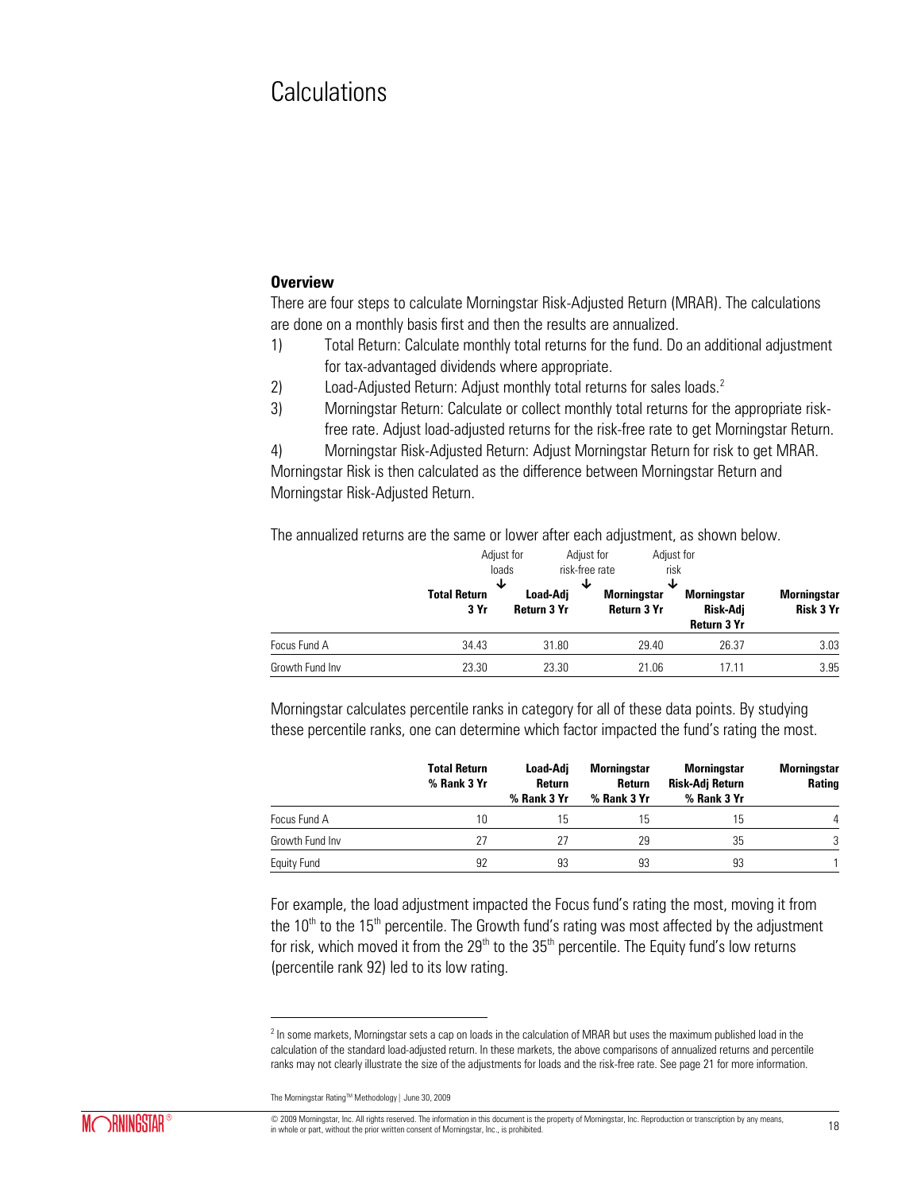# Calculations

**Overview**

There are four steps to calculate Morningstar Risk-Adjusted Return (MRAR). The calculations are done on a monthly basis first and then the results are annualized.

1) Total Return: Calculate monthly total returns for the fund. Do an additional adjustment for tax-advantaged dividends where appropriate.
2) Load-Adjusted Return: Adjust monthly total returns for sales loads.[2]
3) Morningstar Return: Calculate or collect monthly total returns for the appropriate risk-free rate. Adjust load-adjusted returns for the risk-free rate to get Morningstar Return.
4) Morningstar Risk-Adjusted Return: Adjust Morningstar Return for risk to get MRAR.

Morningstar Risk is then calculated as the difference between Morningstar Return and Morningstar Risk-Adjusted Return.

The annualized returns are the same or lower after each adjustment, as shown below.

| | Total Return 3 Yr | Adjust for loads ↓ Load-Adj Return 3 Yr | Adjust for risk-free rate ↓ Morningstar Return 3 Yr | Adjust for risk ↓ Morningstar Risk-Adj Return 3 Yr | Morningstar Risk 3 Yr |
|---|---|---|---|---|---|
| Focus Fund A | 34.43 | 31.80 | 29.40 | 26.37 | 3.03 |
| Growth Fund Inv | 23.30 | 23.30 | 21.06 | 17.11 | 3.95 |

Morningstar calculates percentile ranks in category for all of these data points. By studying these percentile ranks, one can determine which factor impacted the fund's rating the most.

| | Total Return % Rank 3 Yr | Load-Adj Return % Rank 3 Yr | Morningstar Return % Rank 3 Yr | Morningstar Risk-Adj Return % Rank 3 Yr | Morningstar Rating |
|---|---|---|---|---|---|
| Focus Fund A | 10 | 15 | 15 | 15 | 4 |
| Growth Fund Inv | 27 | 27 | 29 | 35 | 3 |
| Equity Fund | 92 | 93 | 93 | 93 | 1 |

For example, the load adjustment impacted the Focus fund's rating the most, moving it from the 10th to the 15th percentile. The Growth fund's rating was most affected by the adjustment for risk, which moved it from the 29th to the 35th percentile. The Equity fund's low returns (percentile rank 92) led to its low rating.

[2] In some markets, Morningstar sets a cap on loads in the calculation of MRAR but uses the maximum published load in the calculation of the standard load-adjusted return. In these markets, the above comparisons of annualized returns and percentile ranks may not clearly illustrate the size of the adjustments for loads and the risk-free rate. See page 21 for more information.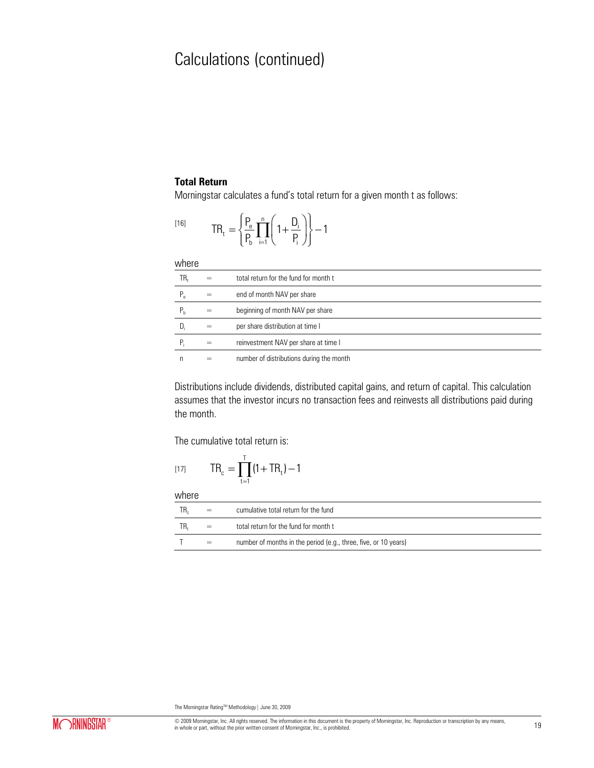# Calculations (continued)

**Total Return**

Morningstar calculates a fund's total return for a given month t as follows:

$$\text{[16]} \qquad TR_t = \left\{ \frac{P_e}{P_b} \prod_{i=1}^{n} \left( 1 + \frac{D_i}{P_i} \right) \right\} - 1$$

where

| | | |
|---|---|---|
| $TR_t$ | = | total return for the fund for month t |
| $P_e$ | = | end of month NAV per share |
| $P_b$ | = | beginning of month NAV per share |
| $D_i$ | = | per share distribution at time I |
| $P_i$ | = | reinvestment NAV per share at time I |
| n | = | number of distributions during the month |

Distributions include dividends, distributed capital gains, and return of capital. This calculation assumes that the investor incurs no transaction fees and reinvests all distributions paid during the month.

The cumulative total return is:

$$\text{[17]} \qquad TR_c = \prod_{t=1}^{T} (1 + TR_t) - 1$$

where

| | | |
|---|---|---|
| $TR_c$ | = | cumulative total return for the fund |
| $TR_t$ | = | total return for the fund for month t |
| T | = | number of months in the period (e.g., three, five, or 10 years) |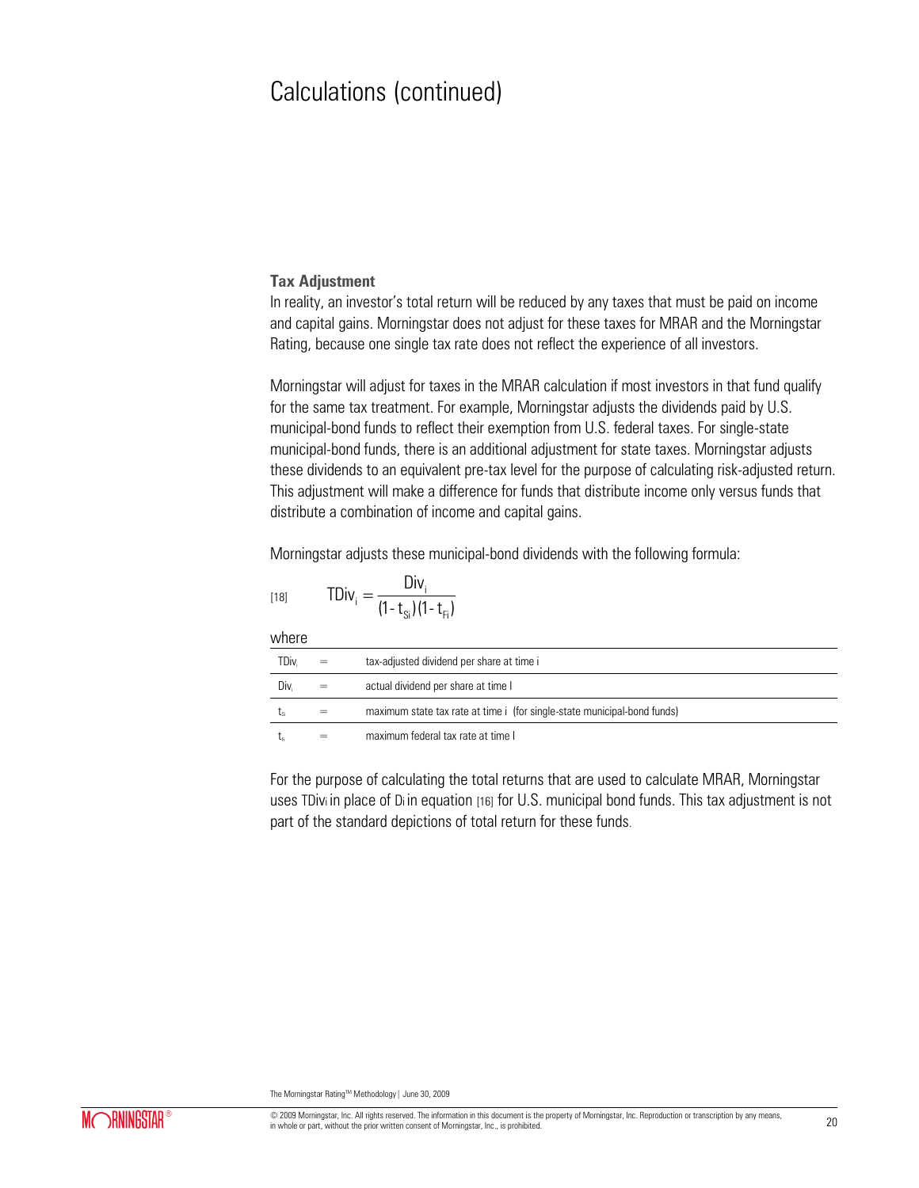# Calculations (continued)

### Tax Adjustment

In reality, an investor's total return will be reduced by any taxes that must be paid on income and capital gains. Morningstar does not adjust for these taxes for MRAR and the Morningstar Rating, because one single tax rate does not reflect the experience of all investors.

Morningstar will adjust for taxes in the MRAR calculation if most investors in that fund qualify for the same tax treatment. For example, Morningstar adjusts the dividends paid by U.S. municipal-bond funds to reflect their exemption from U.S. federal taxes. For single-state municipal-bond funds, there is an additional adjustment for state taxes. Morningstar adjusts these dividends to an equivalent pre-tax level for the purpose of calculating risk-adjusted return. This adjustment will make a difference for funds that distribute income only versus funds that distribute a combination of income and capital gains.

Morningstar adjusts these municipal-bond dividends with the following formula:

$$\text{[18]} \qquad TDiv_i = \frac{Div_i}{(1 - t_{Si})(1 - t_{Fi})}$$

where

| | | |
|---|---|---|
| $TDiv_i$ | = | tax-adjusted dividend per share at time i |
| $Div_i$ | = | actual dividend per share at time I |
| $t_{Si}$ | = | maximum state tax rate at time i (for single-state municipal-bond funds) |
| $t_{Fi}$ | = | maximum federal tax rate at time I |

For the purpose of calculating the total returns that are used to calculate MRAR, Morningstar uses $TDiv_i$ in place of $D_i$ in equation [16] for U.S. municipal bond funds. This tax adjustment is not part of the standard depictions of total return for these funds.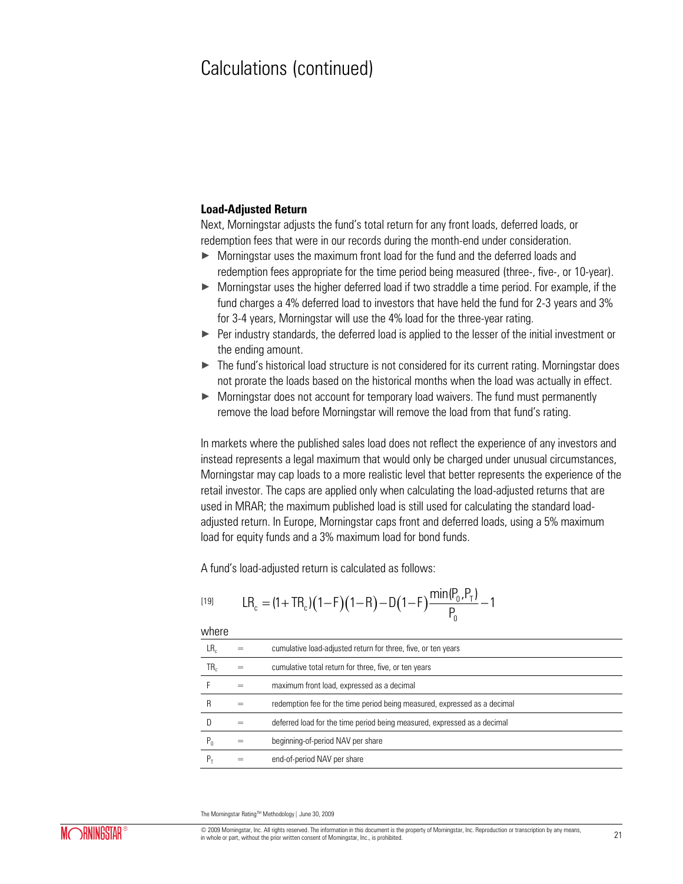# Calculations (continued)

**Load-Adjusted Return**

Next, Morningstar adjusts the fund's total return for any front loads, deferred loads, or redemption fees that were in our records during the month-end under consideration.

- Morningstar uses the maximum front load for the fund and the deferred loads and redemption fees appropriate for the time period being measured (three-, five-, or 10-year).
- Morningstar uses the higher deferred load if two straddle a time period. For example, if the fund charges a 4% deferred load to investors that have held the fund for 2-3 years and 3% for 3-4 years, Morningstar will use the 4% load for the three-year rating.
- Per industry standards, the deferred load is applied to the lesser of the initial investment or the ending amount.
- The fund's historical load structure is not considered for its current rating. Morningstar does not prorate the loads based on the historical months when the load was actually in effect.
- Morningstar does not account for temporary load waivers. The fund must permanently remove the load before Morningstar will remove the load from that fund's rating.

In markets where the published sales load does not reflect the experience of any investors and instead represents a legal maximum that would only be charged under unusual circumstances, Morningstar may cap loads to a more realistic level that better represents the experience of the retail investor. The caps are applied only when calculating the load-adjusted returns that are used in MRAR; the maximum published load is still used for calculating the standard load-adjusted return. In Europe, Morningstar caps front and deferred loads, using a 5% maximum load for equity funds and a 3% maximum load for bond funds.

A fund's load-adjusted return is calculated as follows:

$$LR_c = (1+TR_c)(1-F)(1-R) - D(1-F)\frac{\min(P_0, P_T)}{P_0} - 1 \quad [19]$$

where

| | | |
|---|---|---|
| $LR_c$ | = | cumulative load-adjusted return for three, five, or ten years |
| $TR_c$ | = | cumulative total return for three, five, or ten years |
| F | = | maximum front load, expressed as a decimal |
| R | = | redemption fee for the time period being measured, expressed as a decimal |
| D | = | deferred load for the time period being measured, expressed as a decimal |
| $P_0$ | = | beginning-of-period NAV per share |
| $P_T$ | = | end-of-period NAV per share |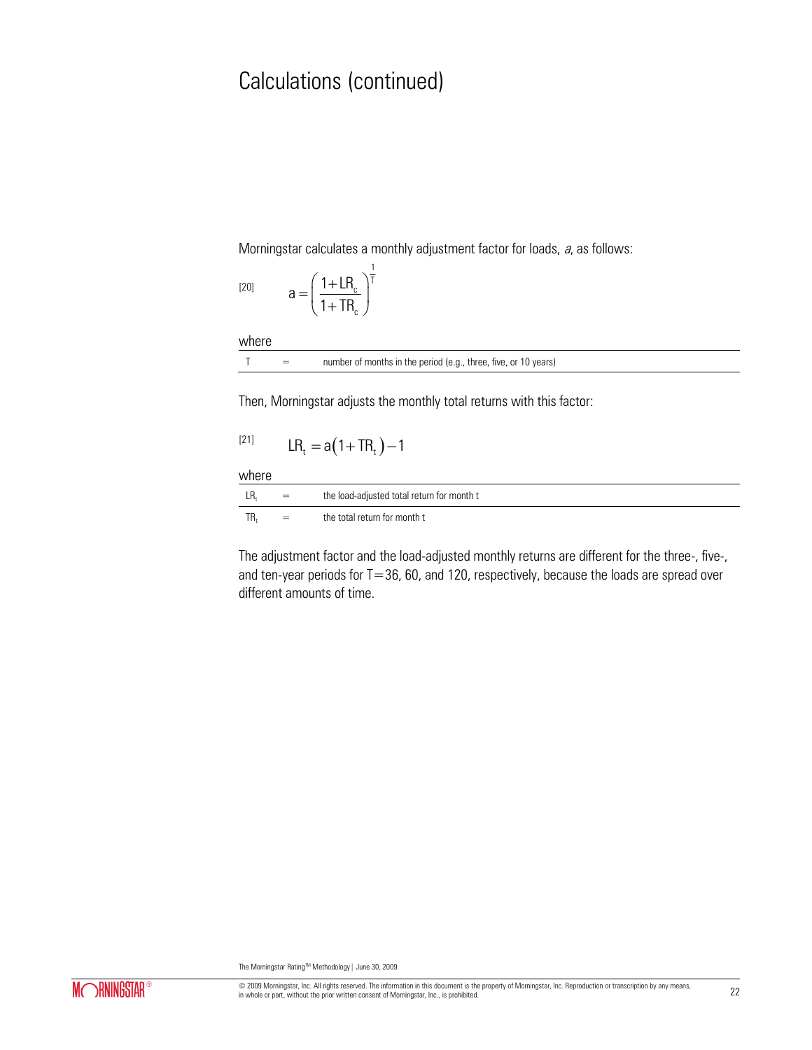# Calculations (continued)

Morningstar calculates a monthly adjustment factor for loads, *a*, as follows:

$$a = \left( \frac{1 + LR_c}{1 + TR_c} \right)^{\frac{1}{T}} \qquad [20]$$

where

| | | |
|---|---|---|
| $T$ | = | number of months in the period (e.g., three, five, or 10 years) |

Then, Morningstar adjusts the monthly total returns with this factor:

$$LR_t = a(1 + TR_t) - 1 \qquad [21]$$

where

| | | |
|---|---|---|
| $LR_t$ | = | the load-adjusted total return for month t |
| $TR_t$ | = | the total return for month t |

The adjustment factor and the load-adjusted monthly returns are different for the three-, five-, and ten-year periods for $T = 36$, 60, and 120, respectively, because the loads are spread over different amounts of time.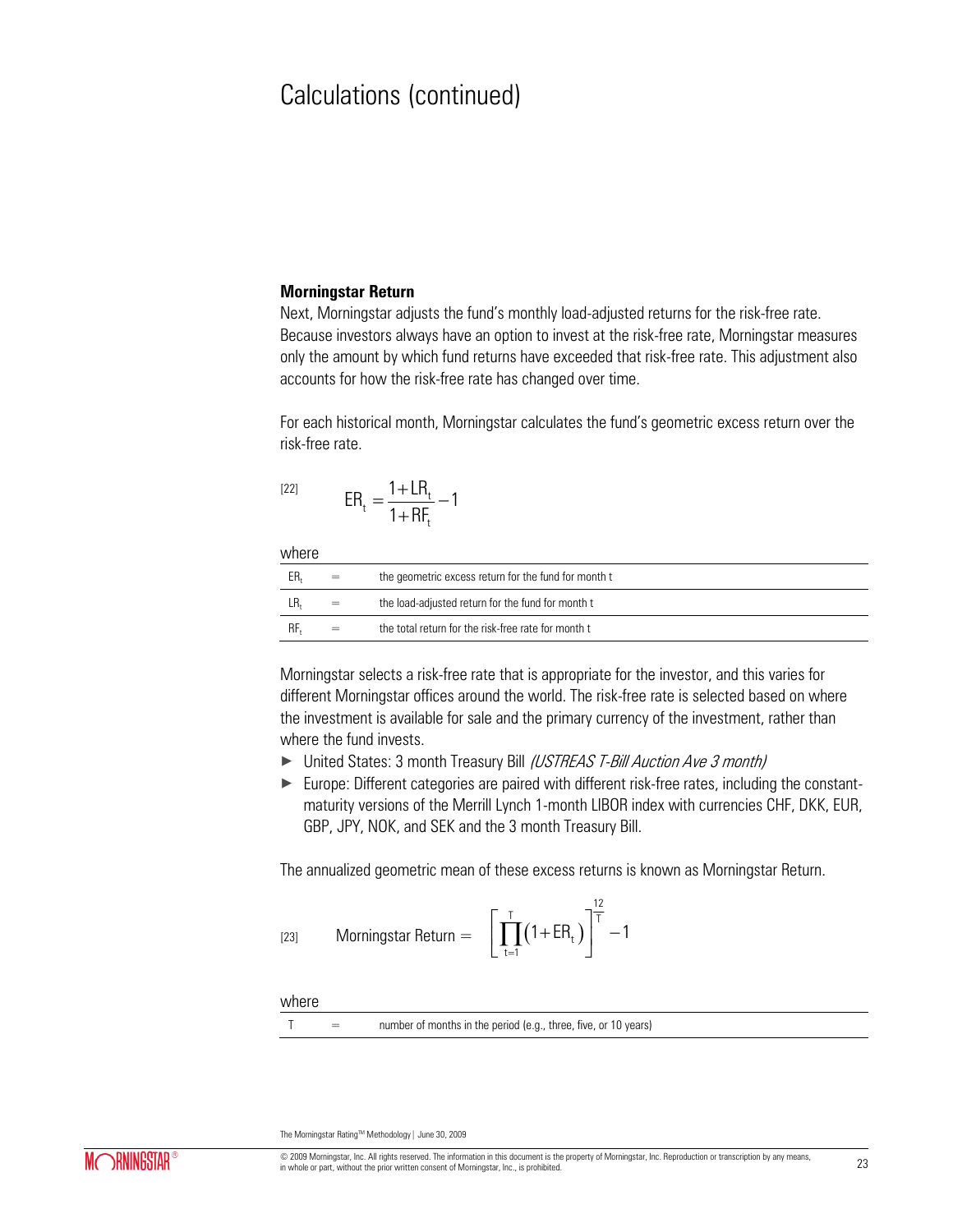# Calculations (continued)

### Morningstar Return

Next, Morningstar adjusts the fund's monthly load-adjusted returns for the risk-free rate. Because investors always have an option to invest at the risk-free rate, Morningstar measures only the amount by which fund returns have exceeded that risk-free rate. This adjustment also accounts for how the risk-free rate has changed over time.

For each historical month, Morningstar calculates the fund's geometric excess return over the risk-free rate.

[22]

$$ER_t = \frac{1 + LR_t}{1 + RF_t} - 1$$

where

| | | |
|---|---|---|
| $ER_t$ | = | the geometric excess return for the fund for month t |
| $LR_t$ | = | the load-adjusted return for the fund for month t |
| $RF_t$ | = | the total return for the risk-free rate for month t |

Morningstar selects a risk-free rate that is appropriate for the investor, and this varies for different Morningstar offices around the world. The risk-free rate is selected based on where the investment is available for sale and the primary currency of the investment, rather than where the fund invests.

- United States: 3 month Treasury Bill *(USTREAS T-Bill Auction Ave 3 month)*
- Europe: Different categories are paired with different risk-free rates, including the constant-maturity versions of the Merrill Lynch 1-month LIBOR index with currencies CHF, DKK, EUR, GBP, JPY, NOK, and SEK and the 3 month Treasury Bill.

The annualized geometric mean of these excess returns is known as Morningstar Return.

[23]

$$\text{Morningstar Return} = \left[\prod_{t=1}^{T}\left(1 + ER_t\right)\right]^{\frac{12}{T}} - 1$$

where

| | | |
|---|---|---|
| T | = | number of months in the period (e.g., three, five, or 10 years) |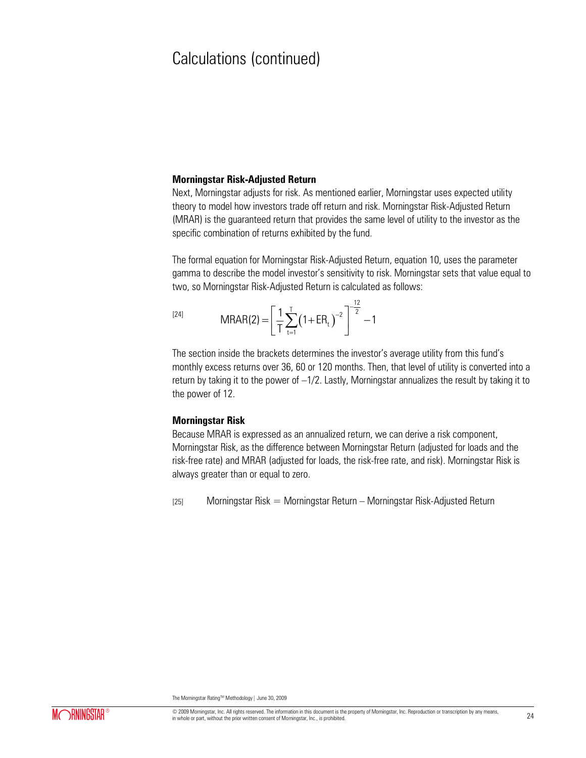# Calculations (continued)

**Morningstar Risk-Adjusted Return**

Next, Morningstar adjusts for risk. As mentioned earlier, Morningstar uses expected utility theory to model how investors trade off return and risk. Morningstar Risk-Adjusted Return (MRAR) is the guaranteed return that provides the same level of utility to the investor as the specific combination of returns exhibited by the fund.

The formal equation for Morningstar Risk-Adjusted Return, equation 10, uses the parameter gamma to describe the model investor's sensitivity to risk. Morningstar sets that value equal to two, so Morningstar Risk-Adjusted Return is calculated as follows:

[24]

$$MRAR(2) = \left[ \frac{1}{T} \sum_{t=1}^{T} \left(1 + ER_t\right)^{-2} \right]^{-\frac{12}{2}} - 1$$

The section inside the brackets determines the investor's average utility from this fund's monthly excess returns over 36, 60 or 120 months. Then, that level of utility is converted into a return by taking it to the power of –1/2. Lastly, Morningstar annualizes the result by taking it to the power of 12.

**Morningstar Risk**

Because MRAR is expressed as an annualized return, we can derive a risk component, Morningstar Risk, as the difference between Morningstar Return (adjusted for loads and the risk-free rate) and MRAR (adjusted for loads, the risk-free rate, and risk). Morningstar Risk is always greater than or equal to zero.

[25] Morningstar Risk = Morningstar Return – Morningstar Risk-Adjusted Return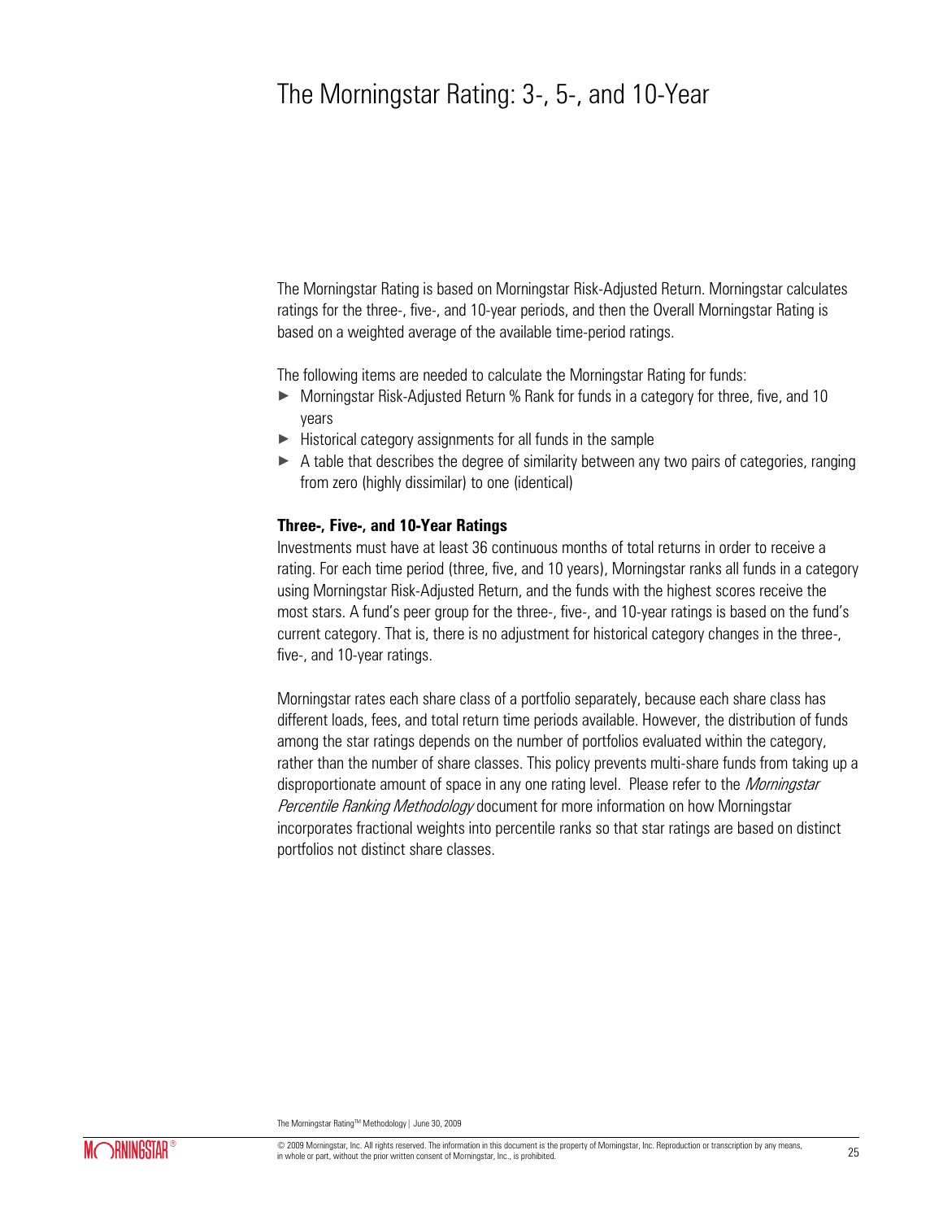# The Morningstar Rating: 3-, 5-, and 10-Year

The Morningstar Rating is based on Morningstar Risk-Adjusted Return. Morningstar calculates ratings for the three-, five-, and 10-year periods, and then the Overall Morningstar Rating is based on a weighted average of the available time-period ratings.

The following items are needed to calculate the Morningstar Rating for funds:

- Morningstar Risk-Adjusted Return % Rank for funds in a category for three, five, and 10 years
- Historical category assignments for all funds in the sample
- A table that describes the degree of similarity between any two pairs of categories, ranging from zero (highly dissimilar) to one (identical)

**Three-, Five-, and 10-Year Ratings**

Investments must have at least 36 continuous months of total returns in order to receive a rating. For each time period (three, five, and 10 years), Morningstar ranks all funds in a category using Morningstar Risk-Adjusted Return, and the funds with the highest scores receive the most stars. A fund's peer group for the three-, five-, and 10-year ratings is based on the fund's current category. That is, there is no adjustment for historical category changes in the three-, five-, and 10-year ratings.

Morningstar rates each share class of a portfolio separately, because each share class has different loads, fees, and total return time periods available. However, the distribution of funds among the star ratings depends on the number of portfolios evaluated within the category, rather than the number of share classes. This policy prevents multi-share funds from taking up a disproportionate amount of space in any one rating level. Please refer to the *Morningstar Percentile Ranking Methodology* document for more information on how Morningstar incorporates fractional weights into percentile ranks so that star ratings are based on distinct portfolios not distinct share classes.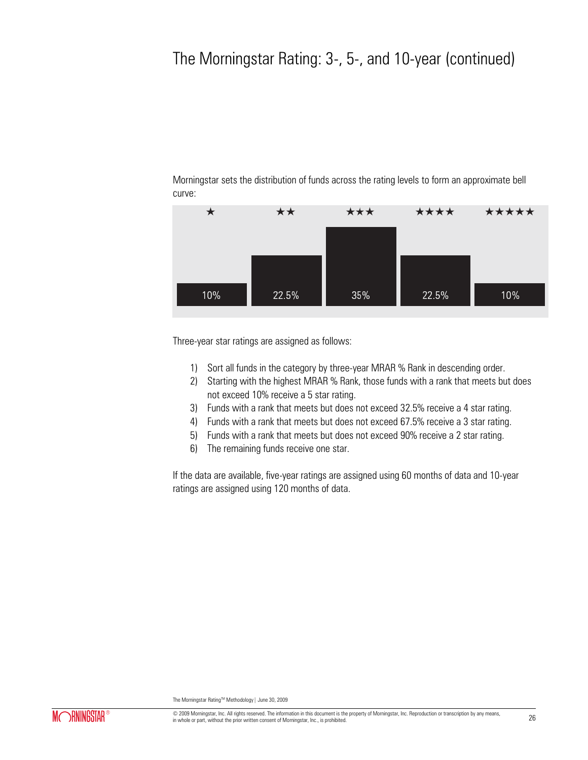# The Morningstar Rating: 3-, 5-, and 10-year (continued)

Morningstar sets the distribution of funds across the rating levels to form an approximate bell curve:

| ★ | ★★ | ★★★ | ★★★★ | ★★★★★ |
|---|---|---|---|---|
| 10% | 22.5% | 35% | 22.5% | 10% |

Three-year star ratings are assigned as follows:

1) Sort all funds in the category by three-year MRAR % Rank in descending order.
2) Starting with the highest MRAR % Rank, those funds with a rank that meets but does not exceed 10% receive a 5 star rating.
3) Funds with a rank that meets but does not exceed 32.5% receive a 4 star rating.
4) Funds with a rank that meets but does not exceed 67.5% receive a 3 star rating.
5) Funds with a rank that meets but does not exceed 90% receive a 2 star rating.
6) The remaining funds receive one star.

If the data are available, five-year ratings are assigned using 60 months of data and 10-year ratings are assigned using 120 months of data.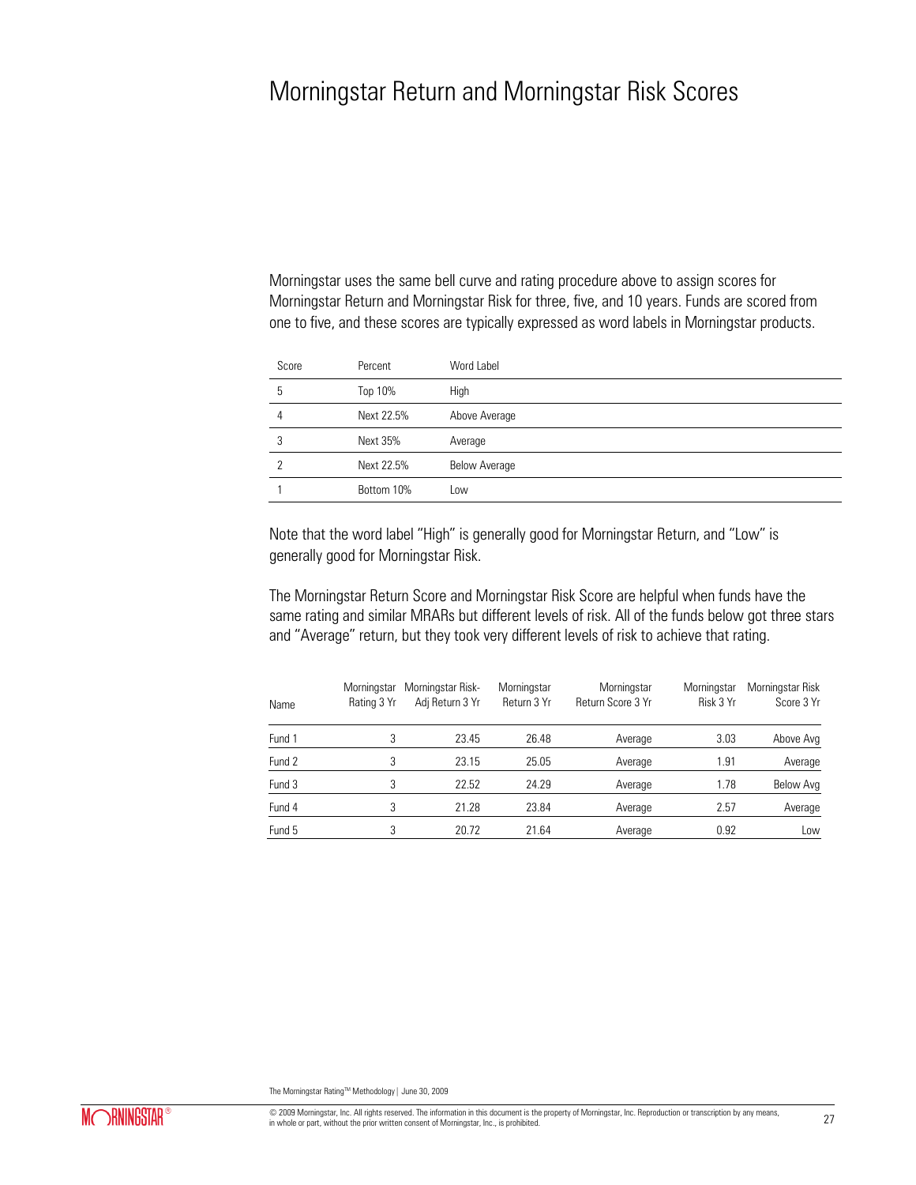# Morningstar Return and Morningstar Risk Scores

Morningstar uses the same bell curve and rating procedure above to assign scores for Morningstar Return and Morningstar Risk for three, five, and 10 years. Funds are scored from one to five, and these scores are typically expressed as word labels in Morningstar products.

| Score | Percent | Word Label |
|---|---|---|
| 5 | Top 10% | High |
| 4 | Next 22.5% | Above Average |
| 3 | Next 35% | Average |
| 2 | Next 22.5% | Below Average |
| 1 | Bottom 10% | Low |

Note that the word label "High" is generally good for Morningstar Return, and "Low" is generally good for Morningstar Risk.

The Morningstar Return Score and Morningstar Risk Score are helpful when funds have the same rating and similar MRARs but different levels of risk. All of the funds below got three stars and "Average" return, but they took very different levels of risk to achieve that rating.

| Name | Morningstar Rating 3 Yr | Morningstar Risk-Adj Return 3 Yr | Morningstar Return 3 Yr | Morningstar Return Score 3 Yr | Morningstar Risk 3 Yr | Morningstar Risk Score 3 Yr |
|---|---|---|---|---|---|---|
| Fund 1 | 3 | 23.45 | 26.48 | Average | 3.03 | Above Avg |
| Fund 2 | 3 | 23.15 | 25.05 | Average | 1.91 | Average |
| Fund 3 | 3 | 22.52 | 24.29 | Average | 1.78 | Below Avg |
| Fund 4 | 3 | 21.28 | 23.84 | Average | 2.57 | Average |
| Fund 5 | 3 | 20.72 | 21.64 | Average | 0.92 | Low |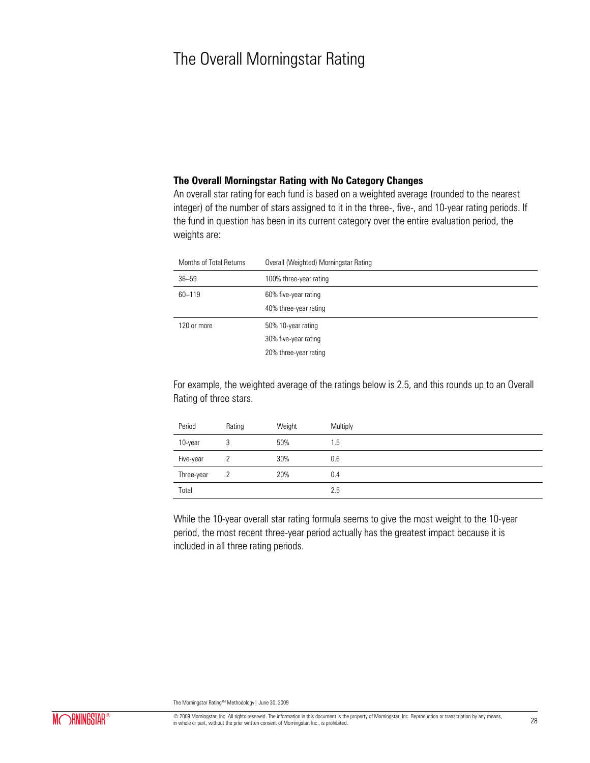# The Overall Morningstar Rating

### The Overall Morningstar Rating with No Category Changes

An overall star rating for each fund is based on a weighted average (rounded to the nearest integer) of the number of stars assigned to it in the three-, five-, and 10-year rating periods. If the fund in question has been in its current category over the entire evaluation period, the weights are:

| Months of Total Returns | Overall (Weighted) Morningstar Rating |
|---|---|
| 36–59 | 100% three-year rating |
| 60–119 | 60% five-year rating<br>40% three-year rating |
| 120 or more | 50% 10-year rating<br>30% five-year rating<br>20% three-year rating |

For example, the weighted average of the ratings below is 2.5, and this rounds up to an Overall Rating of three stars.

| Period | Rating | Weight | Multiply |
|---|---|---|---|
| 10-year | 3 | 50% | 1.5 |
| Five-year | 2 | 30% | 0.6 |
| Three-year | 2 | 20% | 0.4 |
| Total | | | 2.5 |

While the 10-year overall star rating formula seems to give the most weight to the 10-year period, the most recent three-year period actually has the greatest impact because it is included in all three rating periods.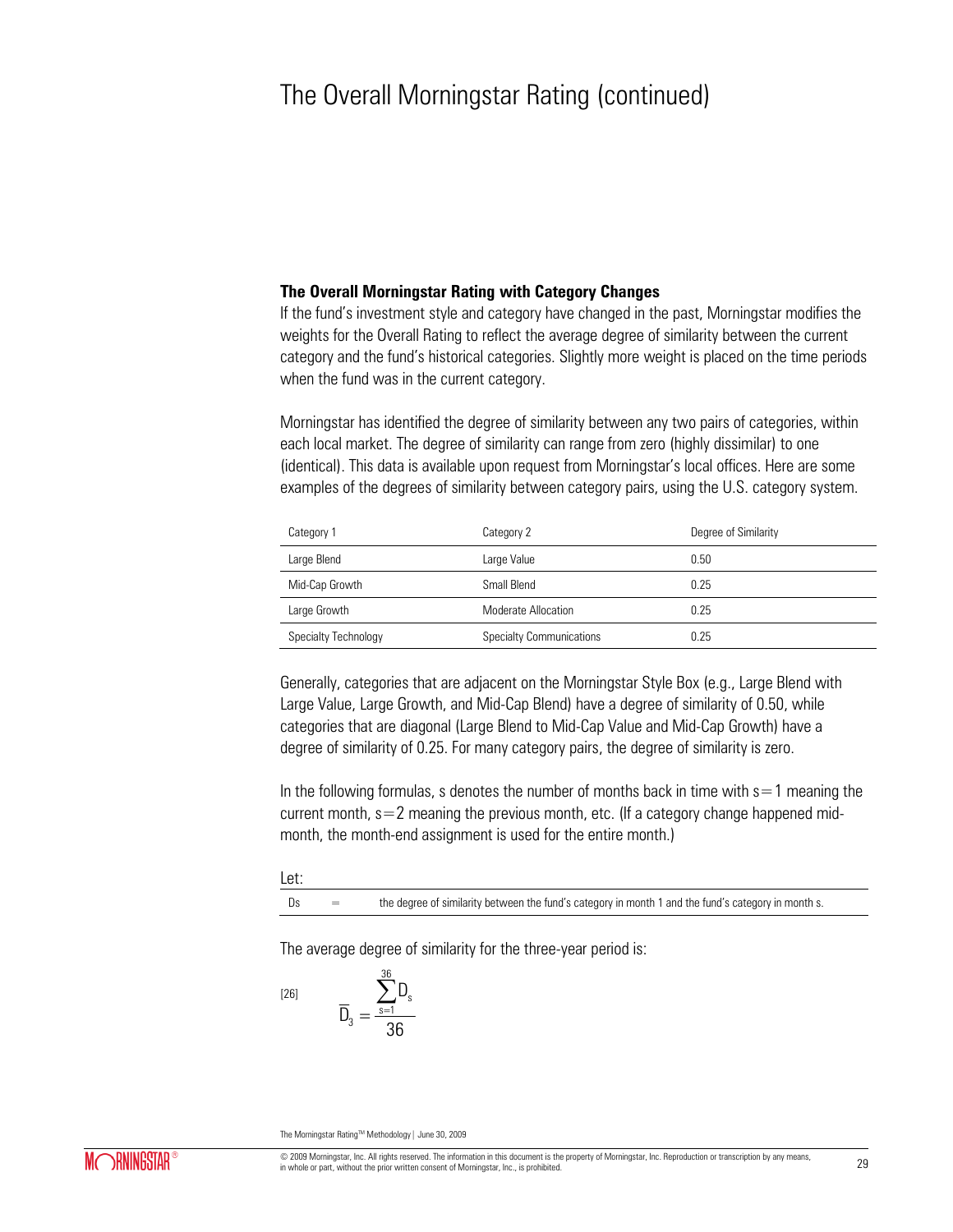# The Overall Morningstar Rating (continued)

**The Overall Morningstar Rating with Category Changes**

If the fund's investment style and category have changed in the past, Morningstar modifies the weights for the Overall Rating to reflect the average degree of similarity between the current category and the fund's historical categories. Slightly more weight is placed on the time periods when the fund was in the current category.

Morningstar has identified the degree of similarity between any two pairs of categories, within each local market. The degree of similarity can range from zero (highly dissimilar) to one (identical). This data is available upon request from Morningstar's local offices. Here are some examples of the degrees of similarity between category pairs, using the U.S. category system.

| Category 1 | Category 2 | Degree of Similarity |
|---|---|---|
| Large Blend | Large Value | 0.50 |
| Mid-Cap Growth | Small Blend | 0.25 |
| Large Growth | Moderate Allocation | 0.25 |
| Specialty Technology | Specialty Communications | 0.25 |

Generally, categories that are adjacent on the Morningstar Style Box (e.g., Large Blend with Large Value, Large Growth, and Mid-Cap Blend) have a degree of similarity of 0.50, while categories that are diagonal (Large Blend to Mid-Cap Value and Mid-Cap Growth) have a degree of similarity of 0.25. For many category pairs, the degree of similarity is zero.

In the following formulas, s denotes the number of months back in time with $s=1$ meaning the current month, $s=2$ meaning the previous month, etc. (If a category change happened mid-month, the month-end assignment is used for the entire month.)

Let:

| | | |
|---|---|---|
| $D_s$ | = | the degree of similarity between the fund's category in month 1 and the fund's category in month s. |

The average degree of similarity for the three-year period is:

[26]
$$\overline{D}_3 = \frac{\sum_{s=1}^{36} D_s}{36}$$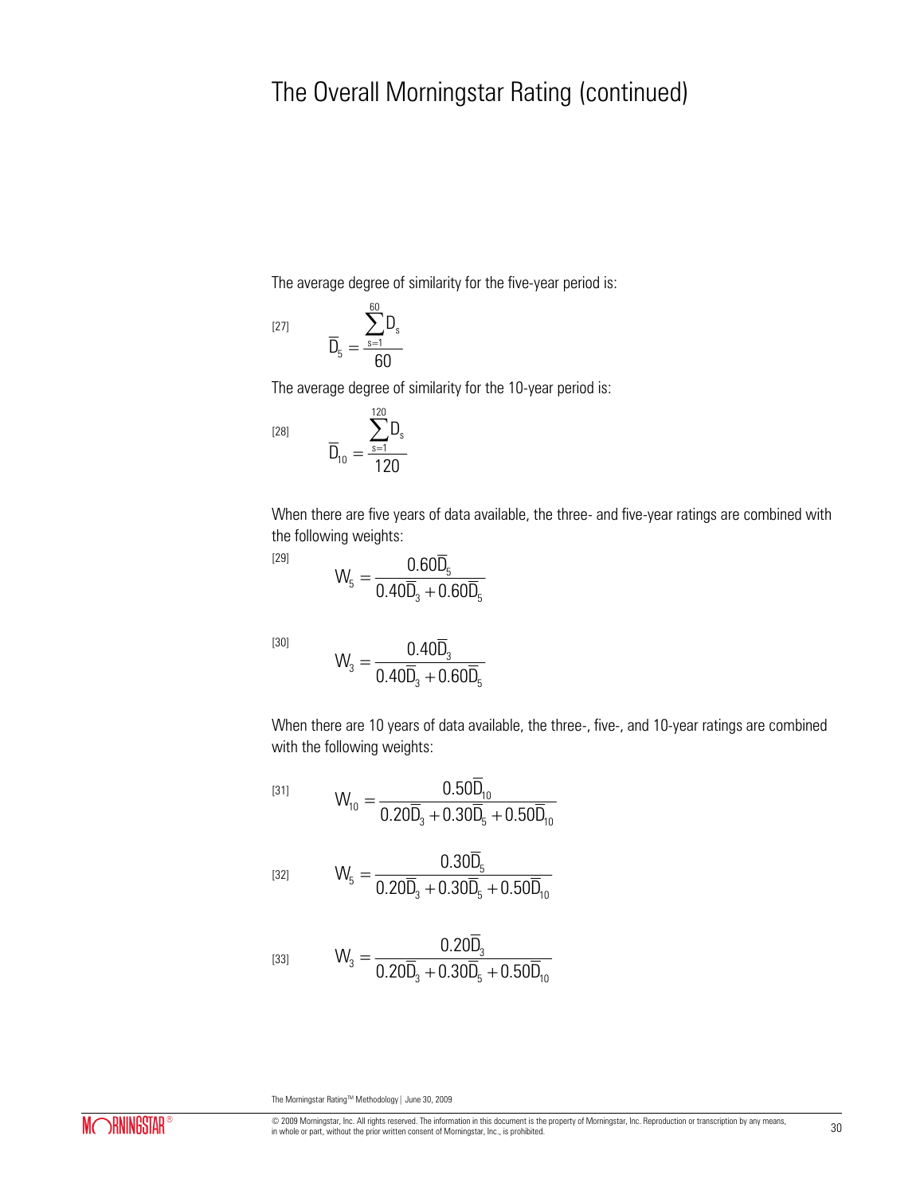# The Overall Morningstar Rating (continued)

The average degree of similarity for the five-year period is:

$$\overline{D}_5 = \frac{\sum_{s=1}^{60} D_s}{60} \qquad [27]$$

The average degree of similarity for the 10-year period is:

$$\overline{D}_{10} = \frac{\sum_{s=1}^{120} D_s}{120} \qquad [28]$$

When there are five years of data available, the three- and five-year ratings are combined with the following weights:

$$W_5 = \frac{0.60\overline{D}_5}{0.40\overline{D}_3 + 0.60\overline{D}_5} \qquad [29]$$

$$W_3 = \frac{0.40\overline{D}_3}{0.40\overline{D}_3 + 0.60\overline{D}_5} \qquad [30]$$

When there are 10 years of data available, the three-, five-, and 10-year ratings are combined with the following weights:

$$W_{10} = \frac{0.50\overline{D}_{10}}{0.20\overline{D}_3 + 0.30\overline{D}_5 + 0.50\overline{D}_{10}} \qquad [31]$$

$$W_5 = \frac{0.30\overline{D}_5}{0.20\overline{D}_3 + 0.30\overline{D}_5 + 0.50\overline{D}_{10}} \qquad [32]$$

$$W_3 = \frac{0.20\overline{D}_3}{0.20\overline{D}_3 + 0.30\overline{D}_5 + 0.50\overline{D}_{10}} \qquad [33]$$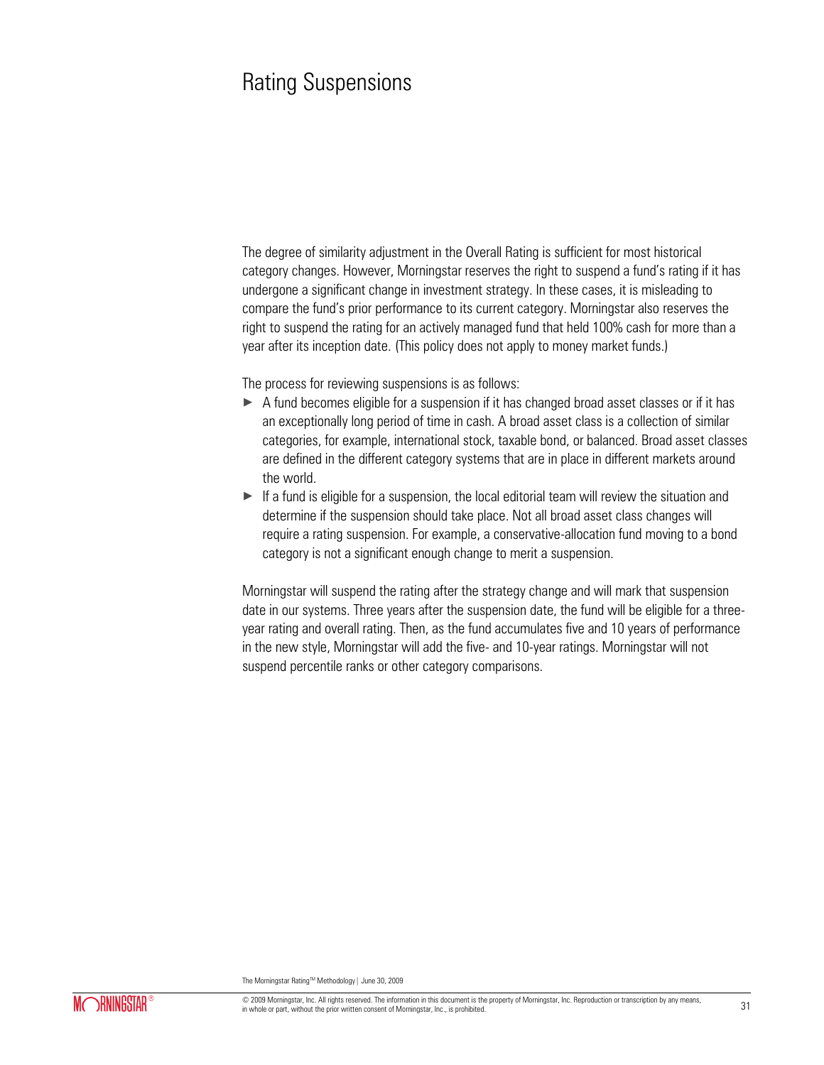# Rating Suspensions

The degree of similarity adjustment in the Overall Rating is sufficient for most historical category changes. However, Morningstar reserves the right to suspend a fund's rating if it has undergone a significant change in investment strategy. In these cases, it is misleading to compare the fund's prior performance to its current category. Morningstar also reserves the right to suspend the rating for an actively managed fund that held 100% cash for more than a year after its inception date. (This policy does not apply to money market funds.)

The process for reviewing suspensions is as follows:

- A fund becomes eligible for a suspension if it has changed broad asset classes or if it has an exceptionally long period of time in cash. A broad asset class is a collection of similar categories, for example, international stock, taxable bond, or balanced. Broad asset classes are defined in the different category systems that are in place in different markets around the world.
- If a fund is eligible for a suspension, the local editorial team will review the situation and determine if the suspension should take place. Not all broad asset class changes will require a rating suspension. For example, a conservative-allocation fund moving to a bond category is not a significant enough change to merit a suspension.

Morningstar will suspend the rating after the strategy change and will mark that suspension date in our systems. Three years after the suspension date, the fund will be eligible for a three-year rating and overall rating. Then, as the fund accumulates five and 10 years of performance in the new style, Morningstar will add the five- and 10-year ratings. Morningstar will not suspend percentile ranks or other category comparisons.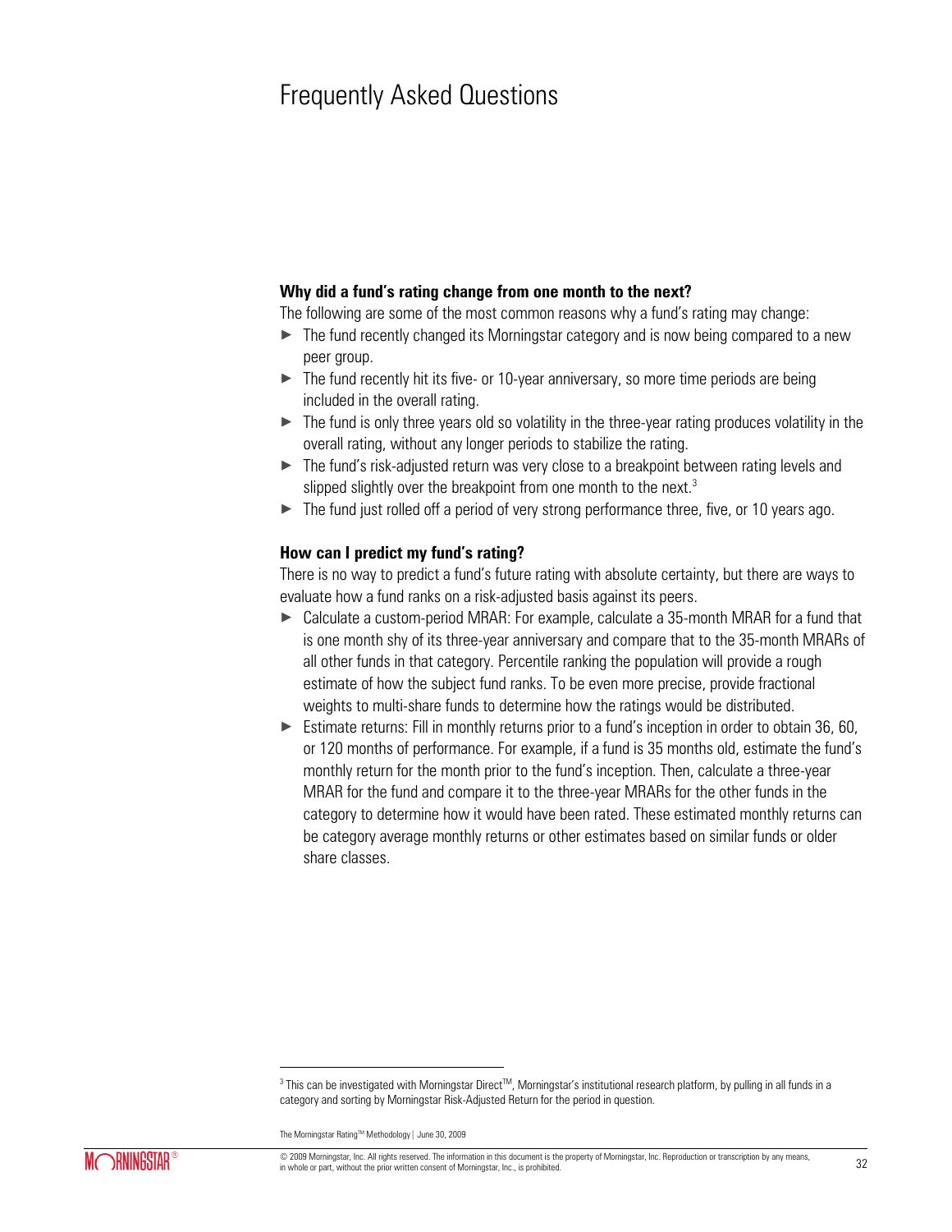# Frequently Asked Questions

**Why did a fund's rating change from one month to the next?**

The following are some of the most common reasons why a fund's rating may change:

- The fund recently changed its Morningstar category and is now being compared to a new peer group.
- The fund recently hit its five- or 10-year anniversary, so more time periods are being included in the overall rating.
- The fund is only three years old so volatility in the three-year rating produces volatility in the overall rating, without any longer periods to stabilize the rating.
- The fund's risk-adjusted return was very close to a breakpoint between rating levels and slipped slightly over the breakpoint from one month to the next.[3]
- The fund just rolled off a period of very strong performance three, five, or 10 years ago.

**How can I predict my fund's rating?**

There is no way to predict a fund's future rating with absolute certainty, but there are ways to evaluate how a fund ranks on a risk-adjusted basis against its peers.

- Calculate a custom-period MRAR: For example, calculate a 35-month MRAR for a fund that is one month shy of its three-year anniversary and compare that to the 35-month MRARs of all other funds in that category. Percentile ranking the population will provide a rough estimate of how the subject fund ranks. To be even more precise, provide fractional weights to multi-share funds to determine how the ratings would be distributed.
- Estimate returns: Fill in monthly returns prior to a fund's inception in order to obtain 36, 60, or 120 months of performance. For example, if a fund is 35 months old, estimate the fund's monthly return for the month prior to the fund's inception. Then, calculate a three-year MRAR for the fund and compare it to the three-year MRARs for the other funds in the category to determine how it would have been rated. These estimated monthly returns can be category average monthly returns or other estimates based on similar funds or older share classes.

[3] This can be investigated with Morningstar Direct™, Morningstar's institutional research platform, by pulling in all funds in a category and sorting by Morningstar Risk-Adjusted Return for the period in question.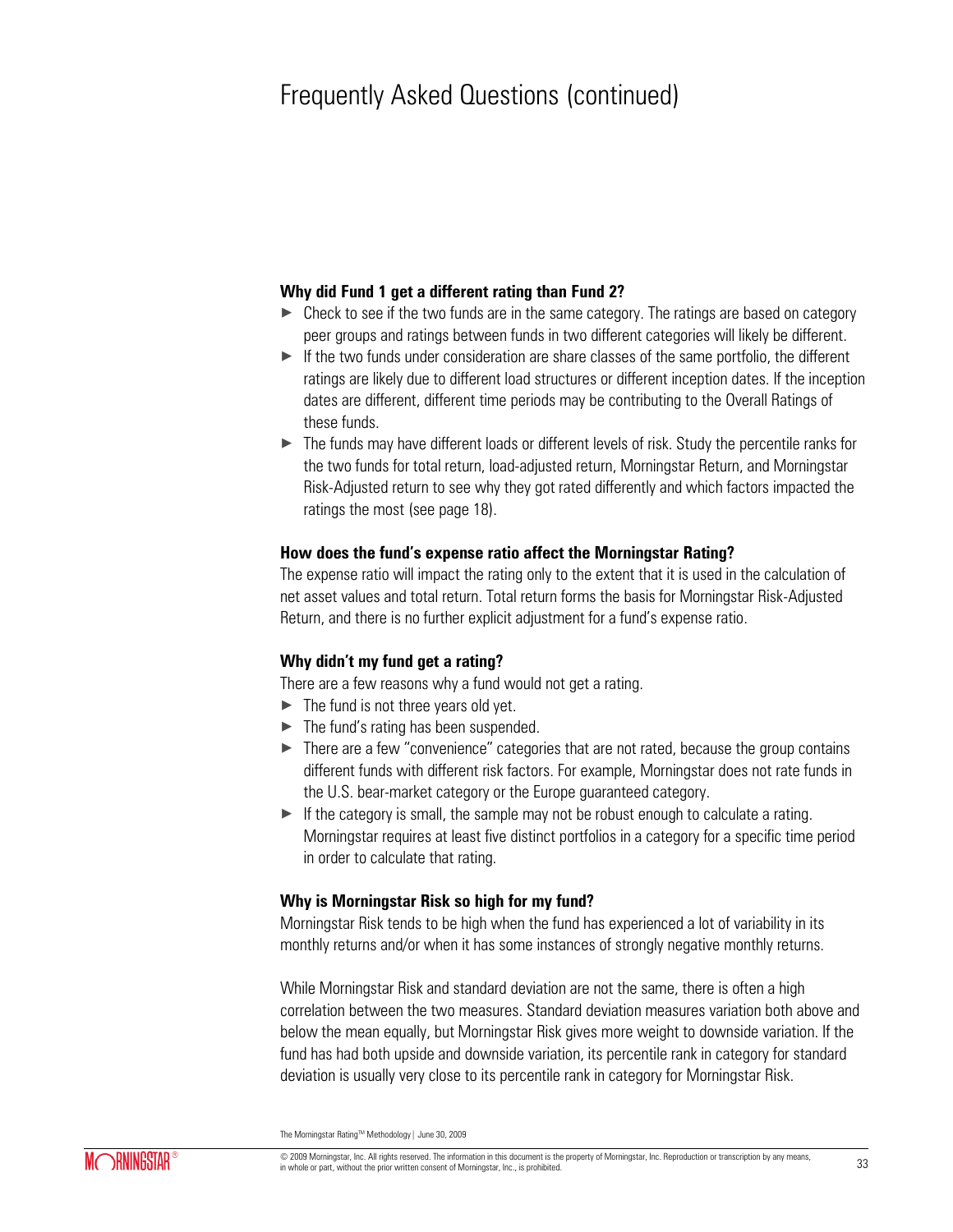# Frequently Asked Questions (continued)

### Why did Fund 1 get a different rating than Fund 2?

- Check to see if the two funds are in the same category. The ratings are based on category peer groups and ratings between funds in two different categories will likely be different.
- If the two funds under consideration are share classes of the same portfolio, the different ratings are likely due to different load structures or different inception dates. If the inception dates are different, different time periods may be contributing to the Overall Ratings of these funds.
- The funds may have different loads or different levels of risk. Study the percentile ranks for the two funds for total return, load-adjusted return, Morningstar Return, and Morningstar Risk-Adjusted return to see why they got rated differently and which factors impacted the ratings the most (see page 18).

### How does the fund's expense ratio affect the Morningstar Rating?

The expense ratio will impact the rating only to the extent that it is used in the calculation of net asset values and total return. Total return forms the basis for Morningstar Risk-Adjusted Return, and there is no further explicit adjustment for a fund's expense ratio.

### Why didn't my fund get a rating?

There are a few reasons why a fund would not get a rating.

- The fund is not three years old yet.
- The fund's rating has been suspended.
- There are a few "convenience" categories that are not rated, because the group contains different funds with different risk factors. For example, Morningstar does not rate funds in the U.S. bear-market category or the Europe guaranteed category.
- If the category is small, the sample may not be robust enough to calculate a rating. Morningstar requires at least five distinct portfolios in a category for a specific time period in order to calculate that rating.

### Why is Morningstar Risk so high for my fund?

Morningstar Risk tends to be high when the fund has experienced a lot of variability in its monthly returns and/or when it has some instances of strongly negative monthly returns.

While Morningstar Risk and standard deviation are not the same, there is often a high correlation between the two measures. Standard deviation measures variation both above and below the mean equally, but Morningstar Risk gives more weight to downside variation. If the fund has had both upside and downside variation, its percentile rank in category for standard deviation is usually very close to its percentile rank in category for Morningstar Risk.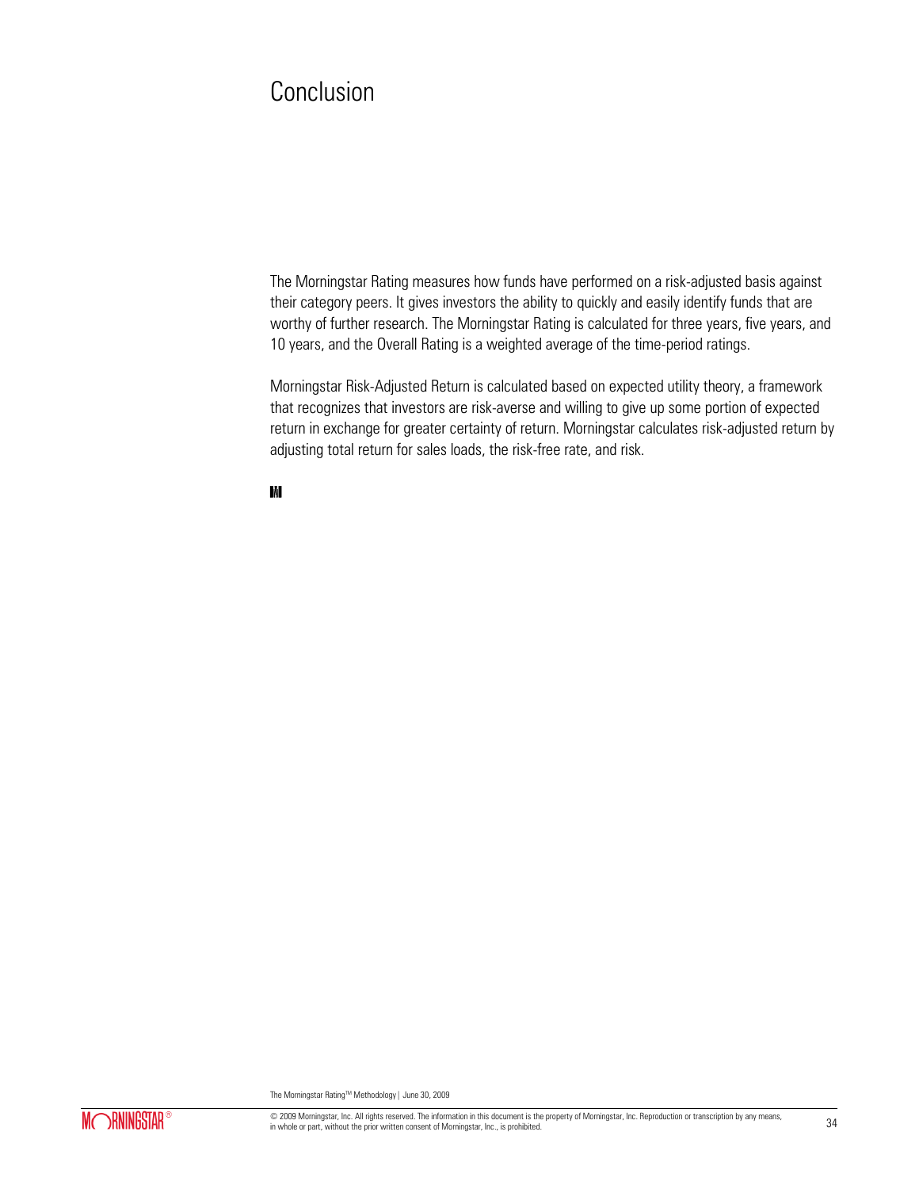# Conclusion

The Morningstar Rating measures how funds have performed on a risk-adjusted basis against their category peers. It gives investors the ability to quickly and easily identify funds that are worthy of further research. The Morningstar Rating is calculated for three years, five years, and 10 years, and the Overall Rating is a weighted average of the time-period ratings.

Morningstar Risk-Adjusted Return is calculated based on expected utility theory, a framework that recognizes that investors are risk-averse and willing to give up some portion of expected return in exchange for greater certainty of return. Morningstar calculates risk-adjusted return by adjusting total return for sales loads, the risk-free rate, and risk.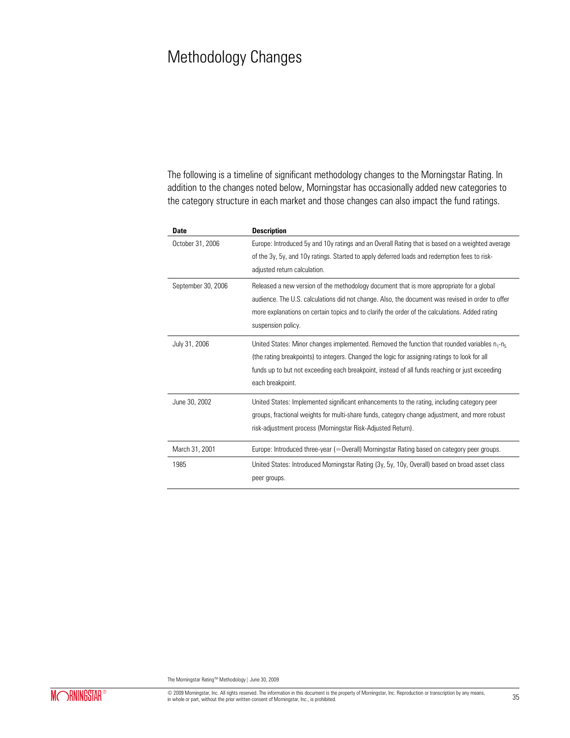# Methodology Changes

The following is a timeline of significant methodology changes to the Morningstar Rating. In addition to the changes noted below, Morningstar has occasionally added new categories to the category structure in each market and those changes can also impact the fund ratings.

| Date | Description |
|---|---|
| October 31, 2006 | Europe: Introduced 5y and 10y ratings and an Overall Rating that is based on a weighted average of the 3y, 5y, and 10y ratings. Started to apply deferred loads and redemption fees to risk-adjusted return calculation. |
| September 30, 2006 | Released a new version of the methodology document that is more appropriate for a global audience. The U.S. calculations did not change. Also, the document was revised in order to offer more explanations on certain topics and to clarify the order of the calculations. Added rating suspension policy. |
| July 31, 2006 | United States: Minor changes implemented. Removed the function that rounded variables $n_1$-$n_5$ (the rating breakpoints) to integers. Changed the logic for assigning ratings to look for all funds up to but not exceeding each breakpoint, instead of all funds reaching or just exceeding each breakpoint. |
| June 30, 2002 | United States: Implemented significant enhancements to the rating, including category peer groups, fractional weights for multi-share funds, category change adjustment, and more robust risk-adjustment process (Morningstar Risk-Adjusted Return). |
| March 31, 2001 | Europe: Introduced three-year (=Overall) Morningstar Rating based on category peer groups. |
| 1985 | United States: Introduced Morningstar Rating (3y, 5y, 10y, Overall) based on broad asset class peer groups. |